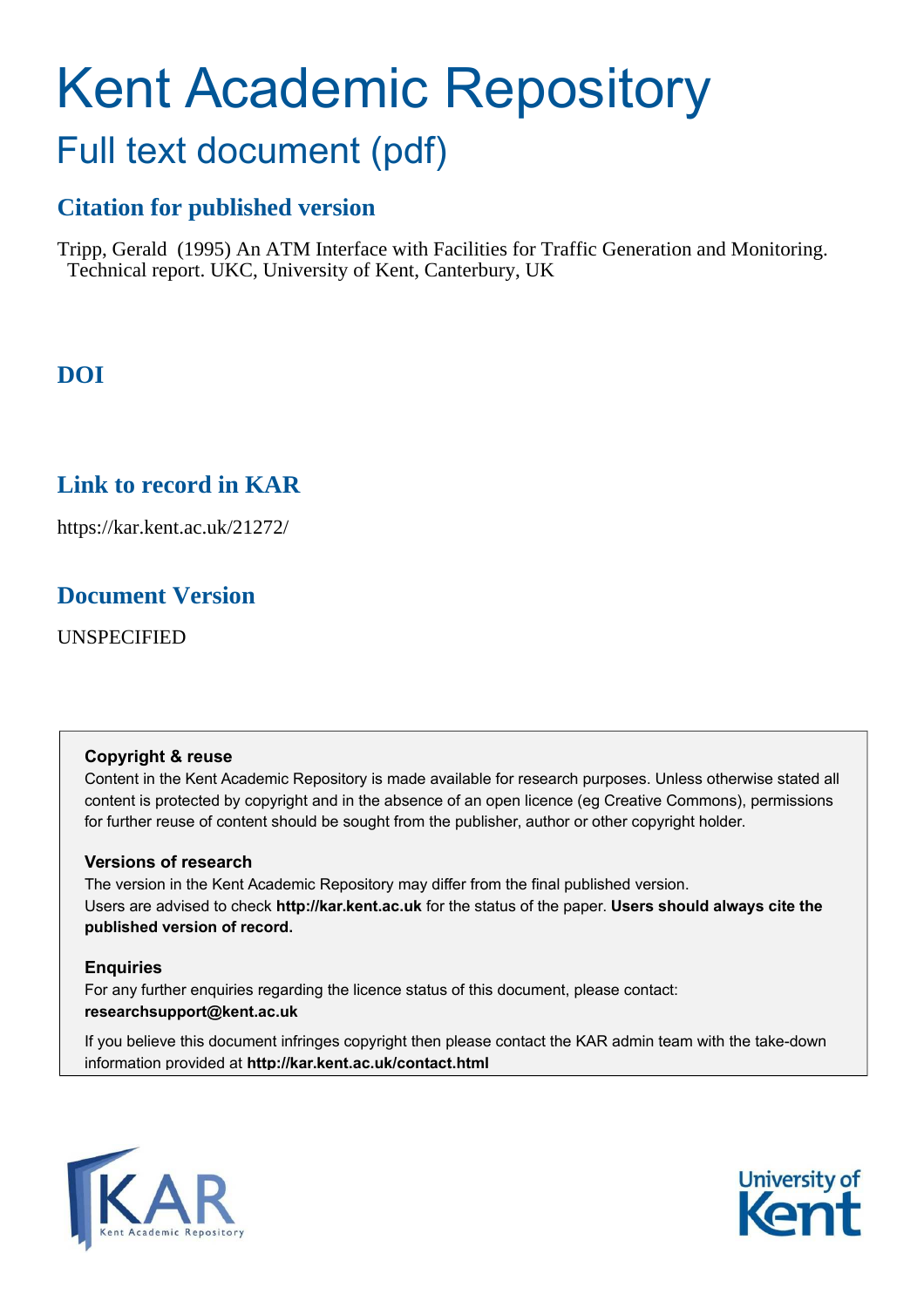# Kent Academic Repository

## Full text document (pdf)

### Citation for published version

Tripp, Gerald (1995) An ATM Interface with Facilities for Traffic Generation and Monitoring. Technical report. UKC, University of Kent, Canterbury, UK

### DOI

### Link to record in KAR

https://kar.kent.ac.uk/21272/

### Document Version

UNSPECIFIED

**Copyright & reuse**

Content in the Kent Academic Repository is made available for research purposes. Unless otherwise stated all content is protected by copyright and in the absence of an open licence (eg Creative Commons), permissions for further reuse of content should be sought from the publisher, author or other copyright holder.

**Versions of research**

The version in the Kent Academic Repository may differ from the final published version. Users are advised to check **http://kar.kent.ac.uk** for the status of the paper. **Users should always cite the published version of record.**

**Enquiries**

For any further enquiries regarding the licence status of this document, please contact: **researchsupport@kent.ac.uk**

If you believe this document infringes copyright then please contact the KAR admin team with the take-down information provided at **http://kar.kent.ac.uk/contact.html**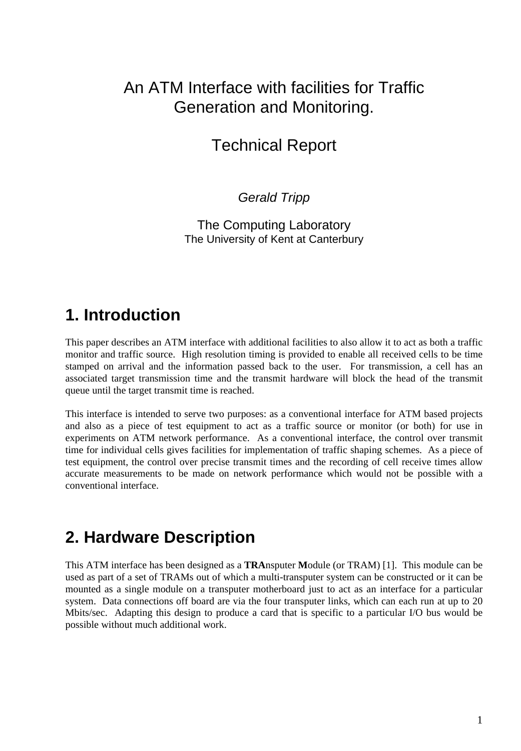# An ATM Interface with facilities for Traffic Generation and Monitoring.

# Technical Report

*Gerald Tripp*

The Computing Laboratory
The University of Kent at Canterbury

## 1. Introduction

This paper describes an ATM interface with additional facilities to also allow it to act as both a traffic monitor and traffic source. High resolution timing is provided to enable all received cells to be time stamped on arrival and the information passed back to the user. For transmission, a cell has an associated target transmission time and the transmit hardware will block the head of the transmit queue until the target transmit time is reached.

This interface is intended to serve two purposes: as a conventional interface for ATM based projects and also as a piece of test equipment to act as a traffic source or monitor (or both) for use in experiments on ATM network performance. As a conventional interface, the control over transmit time for individual cells gives facilities for implementation of traffic shaping schemes. As a piece of test equipment, the control over precise transmit times and the recording of cell receive times allow accurate measurements to be made on network performance which would not be possible with a conventional interface.

## 2. Hardware Description

This ATM interface has been designed as a **TRA**nsputer **M**odule (or TRAM) [1]. This module can be used as part of a set of TRAMs out of which a multi-transputer system can be constructed or it can be mounted as a single module on a transputer motherboard just to act as an interface for a particular system. Data connections off board are via the four transputer links, which can each run at up to 20 Mbits/sec. Adapting this design to produce a card that is specific to a particular I/O bus would be possible without much additional work.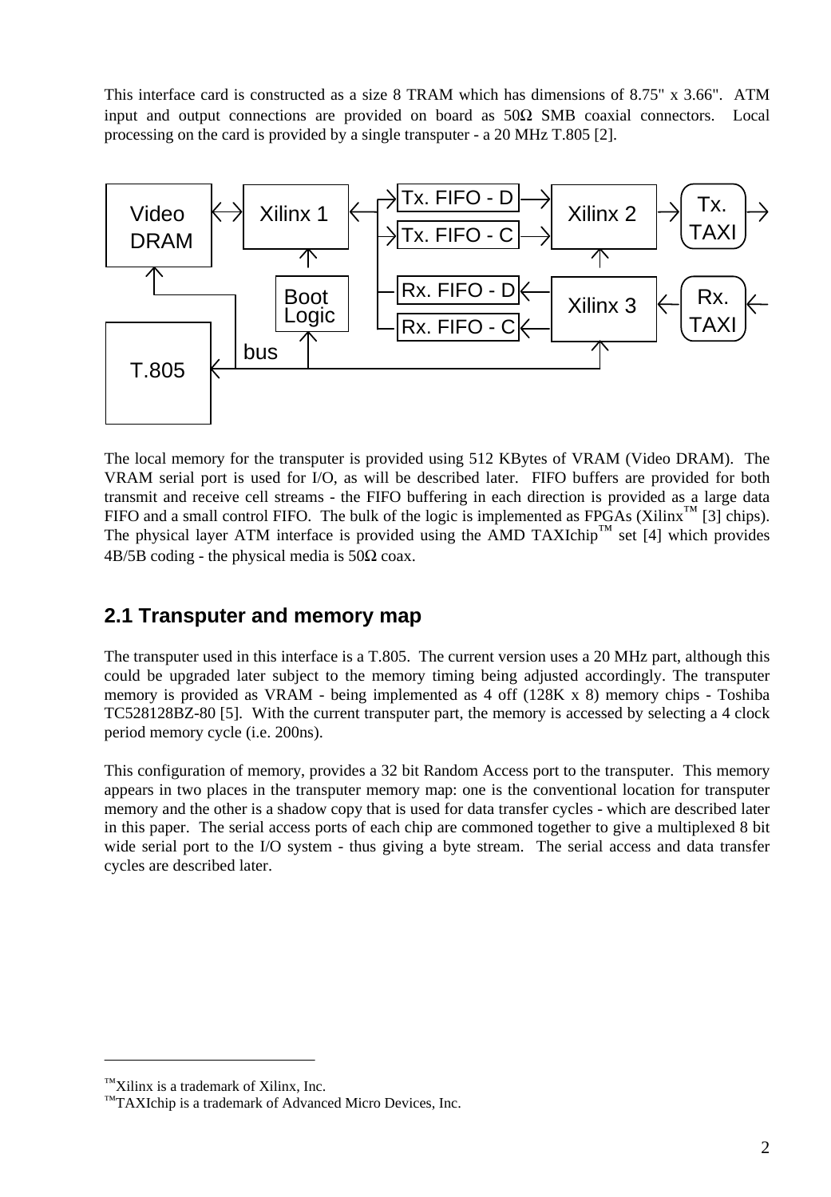This interface card is constructed as a size 8 TRAM which has dimensions of 8.75" x 3.66". ATM input and output connections are provided on board as 50Ω SMB coaxial connectors. Local processing on the card is provided by a single transputer - a 20 MHz T.805 [2].

The local memory for the transputer is provided using 512 KBytes of VRAM (Video DRAM). The VRAM serial port is used for I/O, as will be described later. FIFO buffers are provided for both transmit and receive cell streams - the FIFO buffering in each direction is provided as a large data FIFO and a small control FIFO. The bulk of the logic is implemented as FPGAs (Xilinx™ [3] chips). The physical layer ATM interface is provided using the AMD TAXIchip™ set [4] which provides 4B/5B coding - the physical media is 50Ω coax.

## 2.1 Transputer and memory map

The transputer used in this interface is a T.805. The current version uses a 20 MHz part, although this could be upgraded later subject to the memory timing being adjusted accordingly. The transputer memory is provided as VRAM - being implemented as 4 off (128K x 8) memory chips - Toshiba TC528128BZ-80 [5]. With the current transputer part, the memory is accessed by selecting a 4 clock period memory cycle (i.e. 200ns).

This configuration of memory, provides a 32 bit Random Access port to the transputer. This memory appears in two places in the transputer memory map: one is the conventional location for transputer memory and the other is a shadow copy that is used for data transfer cycles - which are described later in this paper. The serial access ports of each chip are commoned together to give a multiplexed 8 bit wide serial port to the I/O system - thus giving a byte stream. The serial access and data transfer cycles are described later.

---

™Xilinx is a trademark of Xilinx, Inc.
™TAXIchip is a trademark of Advanced Micro Devices, Inc.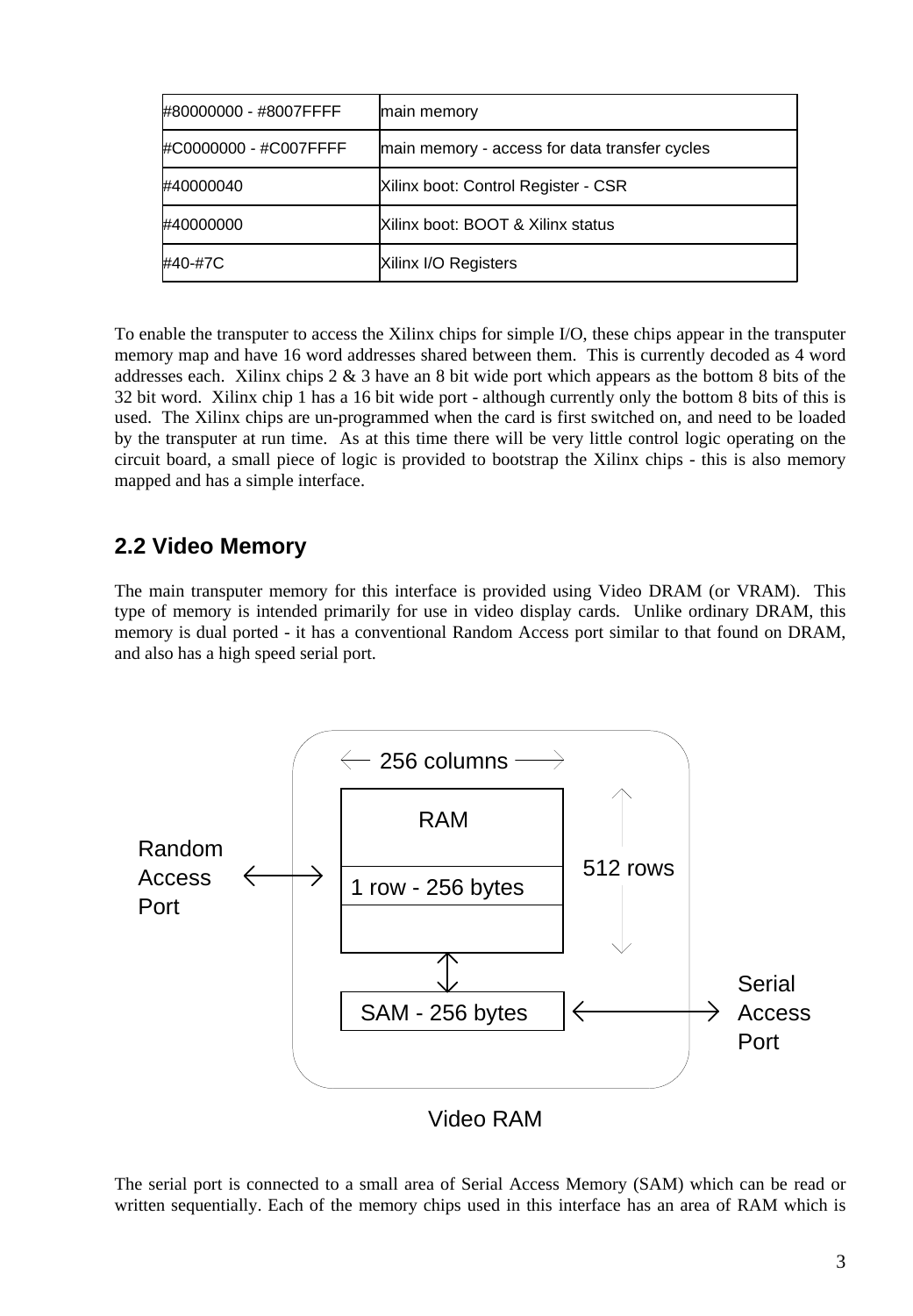| | |
|---|---|
| #80000000 - #8007FFFF | main memory |
| #C0000000 - #C007FFFF | main memory - access for data transfer cycles |
| #40000040 | Xilinx boot: Control Register - CSR |
| #40000000 | Xilinx boot: BOOT & Xilinx status |
| #40-#7C | Xilinx I/O Registers |

To enable the transputer to access the Xilinx chips for simple I/O, these chips appear in the transputer memory map and have 16 word addresses shared between them. This is currently decoded as 4 word addresses each. Xilinx chips 2 & 3 have an 8 bit wide port which appears as the bottom 8 bits of the 32 bit word. Xilinx chip 1 has a 16 bit wide port - although currently only the bottom 8 bits of this is used. The Xilinx chips are un-programmed when the card is first switched on, and need to be loaded by the transputer at run time. As at this time there will be very little control logic operating on the circuit board, a small piece of logic is provided to bootstrap the Xilinx chips - this is also memory mapped and has a simple interface.

## 2.2 Video Memory

The main transputer memory for this interface is provided using Video DRAM (or VRAM). This type of memory is intended primarily for use in video display cards. Unlike ordinary DRAM, this memory is dual ported - it has a conventional Random Access port similar to that found on DRAM, and also has a high speed serial port.

256 columns

RAM

1 row - 256 bytes

512 rows

Random Access Port

SAM - 256 bytes

Serial Access Port

Video RAM

The serial port is connected to a small area of Serial Access Memory (SAM) which can be read or written sequentially. Each of the memory chips used in this interface has an area of RAM which is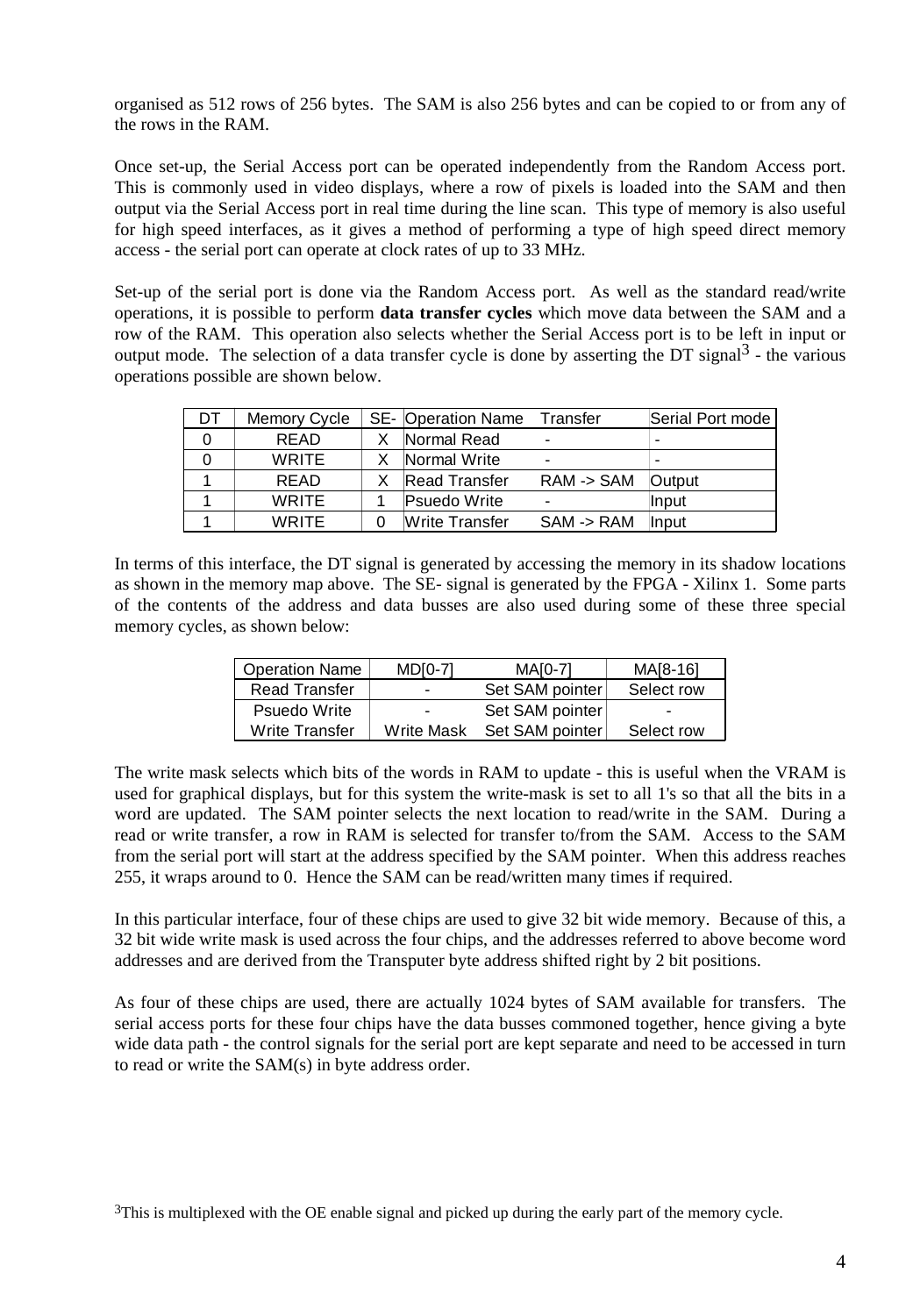organised as 512 rows of 256 bytes. The SAM is also 256 bytes and can be copied to or from any of the rows in the RAM.

Once set-up, the Serial Access port can be operated independently from the Random Access port. This is commonly used in video displays, where a row of pixels is loaded into the SAM and then output via the Serial Access port in real time during the line scan. This type of memory is also useful for high speed interfaces, as it gives a method of performing a type of high speed direct memory access - the serial port can operate at clock rates of up to 33 MHz.

Set-up of the serial port is done via the Random Access port. As well as the standard read/write operations, it is possible to perform **data transfer cycles** which move data between the SAM and a row of the RAM. This operation also selects whether the Serial Access port is to be left in input or output mode. The selection of a data transfer cycle is done by asserting the DT signal[3] - the various operations possible are shown below.

| DT | Memory Cycle | SE- | Operation Name | Transfer | Serial Port mode |
|---|---|---|---|---|---|
| 0 | READ | X | Normal Read | - | - |
| 0 | WRITE | X | Normal Write | - | - |
| 1 | READ | X | Read Transfer | RAM -> SAM | Output |
| 1 | WRITE | 1 | Psuedo Write | - | Input |
| 1 | WRITE | 0 | Write Transfer | SAM -> RAM | Input |

In terms of this interface, the DT signal is generated by accessing the memory in its shadow locations as shown in the memory map above. The SE- signal is generated by the FPGA - Xilinx 1. Some parts of the contents of the address and data busses are also used during some of these three special memory cycles, as shown below:

| Operation Name | MD[0-7] | MA[0-7] | MA[8-16] |
|---|---|---|---|
| Read Transfer | - | Set SAM pointer | Select row |
| Psuedo Write | - | Set SAM pointer | - |
| Write Transfer | Write Mask | Set SAM pointer | Select row |

The write mask selects which bits of the words in RAM to update - this is useful when the VRAM is used for graphical displays, but for this system the write-mask is set to all 1's so that all the bits in a word are updated. The SAM pointer selects the next location to read/write in the SAM. During a read or write transfer, a row in RAM is selected for transfer to/from the SAM. Access to the SAM from the serial port will start at the address specified by the SAM pointer. When this address reaches 255, it wraps around to 0. Hence the SAM can be read/written many times if required.

In this particular interface, four of these chips are used to give 32 bit wide memory. Because of this, a 32 bit wide write mask is used across the four chips, and the addresses referred to above become word addresses and are derived from the Transputer byte address shifted right by 2 bit positions.

As four of these chips are used, there are actually 1024 bytes of SAM available for transfers. The serial access ports for these four chips have the data busses commoned together, hence giving a byte wide data path - the control signals for the serial port are kept separate and need to be accessed in turn to read or write the SAM(s) in byte address order.

[3] This is multiplexed with the OE enable signal and picked up during the early part of the memory cycle.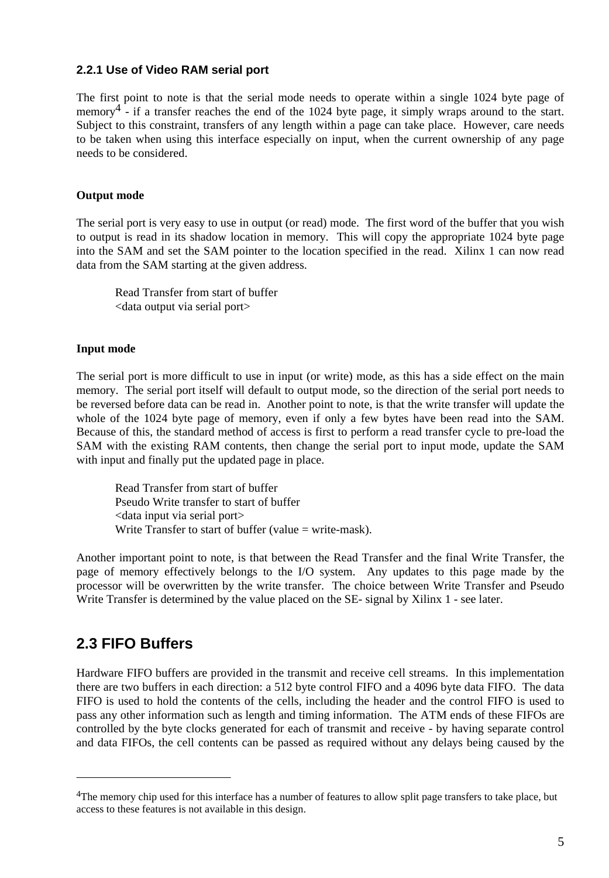### 2.2.1 Use of Video RAM serial port

The first point to note is that the serial mode needs to operate within a single 1024 byte page of memory[4] - if a transfer reaches the end of the 1024 byte page, it simply wraps around to the start. Subject to this constraint, transfers of any length within a page can take place. However, care needs to be taken when using this interface especially on input, when the current ownership of any page needs to be considered.

**Output mode**

The serial port is very easy to use in output (or read) mode. The first word of the buffer that you wish to output is read in its shadow location in memory. This will copy the appropriate 1024 byte page into the SAM and set the SAM pointer to the location specified in the read. Xilinx 1 can now read data from the SAM starting at the given address.

> Read Transfer from start of buffer
> <data output via serial port>

**Input mode**

The serial port is more difficult to use in input (or write) mode, as this has a side effect on the main memory. The serial port itself will default to output mode, so the direction of the serial port needs to be reversed before data can be read in. Another point to note, is that the write transfer will update the whole of the 1024 byte page of memory, even if only a few bytes have been read into the SAM. Because of this, the standard method of access is first to perform a read transfer cycle to pre-load the SAM with the existing RAM contents, then change the serial port to input mode, update the SAM with input and finally put the updated page in place.

> Read Transfer from start of buffer
> Pseudo Write transfer to start of buffer
> <data input via serial port>
> Write Transfer to start of buffer (value = write-mask).

Another important point to note, is that between the Read Transfer and the final Write Transfer, the page of memory effectively belongs to the I/O system. Any updates to this page made by the processor will be overwritten by the write transfer. The choice between Write Transfer and Pseudo Write Transfer is determined by the value placed on the SE- signal by Xilinx 1 - see later.

## 2.3 FIFO Buffers

Hardware FIFO buffers are provided in the transmit and receive cell streams. In this implementation there are two buffers in each direction: a 512 byte control FIFO and a 4096 byte data FIFO. The data FIFO is used to hold the contents of the cells, including the header and the control FIFO is used to pass any other information such as length and timing information. The ATM ends of these FIFOs are controlled by the byte clocks generated for each of transmit and receive - by having separate control and data FIFOs, the cell contents can be passed as required without any delays being caused by the

---

[4]The memory chip used for this interface has a number of features to allow split page transfers to take place, but access to these features is not available in this design.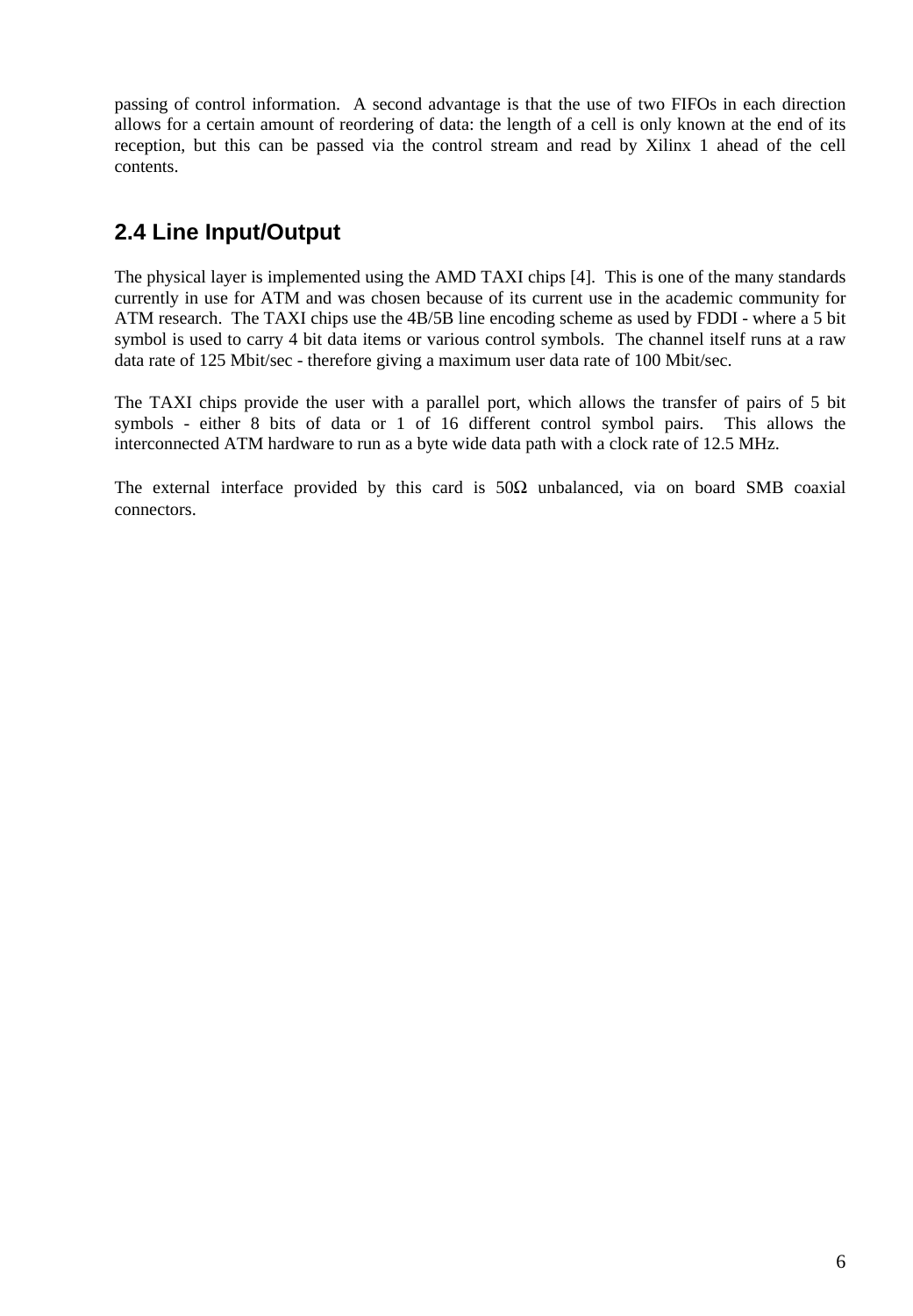passing of control information. A second advantage is that the use of two FIFOs in each direction allows for a certain amount of reordering of data: the length of a cell is only known at the end of its reception, but this can be passed via the control stream and read by Xilinx 1 ahead of the cell contents.

## 2.4 Line Input/Output

The physical layer is implemented using the AMD TAXI chips [4]. This is one of the many standards currently in use for ATM and was chosen because of its current use in the academic community for ATM research. The TAXI chips use the 4B/5B line encoding scheme as used by FDDI - where a 5 bit symbol is used to carry 4 bit data items or various control symbols. The channel itself runs at a raw data rate of 125 Mbit/sec - therefore giving a maximum user data rate of 100 Mbit/sec.

The TAXI chips provide the user with a parallel port, which allows the transfer of pairs of 5 bit symbols - either 8 bits of data or 1 of 16 different control symbol pairs. This allows the interconnected ATM hardware to run as a byte wide data path with a clock rate of 12.5 MHz.

The external interface provided by this card is 50Ω unbalanced, via on board SMB coaxial connectors.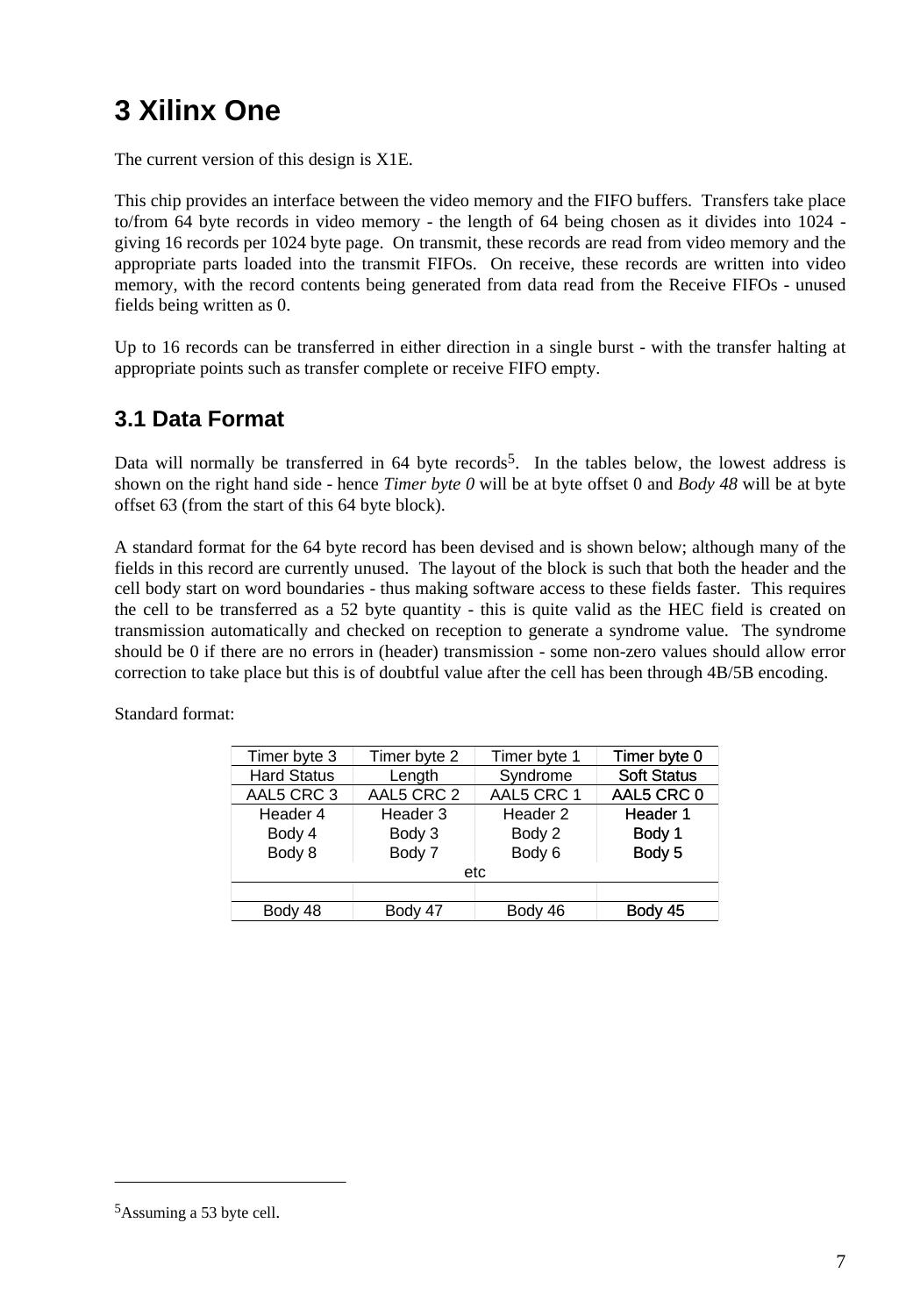# 3 Xilinx One

The current version of this design is X1E.

This chip provides an interface between the video memory and the FIFO buffers. Transfers take place to/from 64 byte records in video memory - the length of 64 being chosen as it divides into 1024 - giving 16 records per 1024 byte page. On transmit, these records are read from video memory and the appropriate parts loaded into the transmit FIFOs. On receive, these records are written into video memory, with the record contents being generated from data read from the Receive FIFOs - unused fields being written as 0.

Up to 16 records can be transferred in either direction in a single burst - with the transfer halting at appropriate points such as transfer complete or receive FIFO empty.

## 3.1 Data Format

Data will normally be transferred in 64 byte records[5]. In the tables below, the lowest address is shown on the right hand side - hence *Timer byte 0* will be at byte offset 0 and *Body 48* will be at byte offset 63 (from the start of this 64 byte block).

A standard format for the 64 byte record has been devised and is shown below; although many of the fields in this record are currently unused. The layout of the block is such that both the header and the cell body start on word boundaries - thus making software access to these fields faster. This requires the cell to be transferred as a 52 byte quantity - this is quite valid as the HEC field is created on transmission automatically and checked on reception to generate a syndrome value. The syndrome should be 0 if there are no errors in (header) transmission - some non-zero values should allow error correction to take place but this is of doubtful value after the cell has been through 4B/5B encoding.

Standard format:

| Timer byte 3 | Timer byte 2 | Timer byte 1 | Timer byte 0 |
|---|---|---|---|
| Hard Status | Length | Syndrome | Soft Status |
| AAL5 CRC 3 | AAL5 CRC 2 | AAL5 CRC 1 | AAL5 CRC 0 |
| Header 4 | Header 3 | Header 2 | Header 1 |
| Body 4 | Body 3 | Body 2 | Body 1 |
| Body 8 | Body 7 | Body 6 | Body 5 |
| etc | | | |
| | | | |
| Body 48 | Body 47 | Body 46 | Body 45 |

[5]Assuming a 53 byte cell.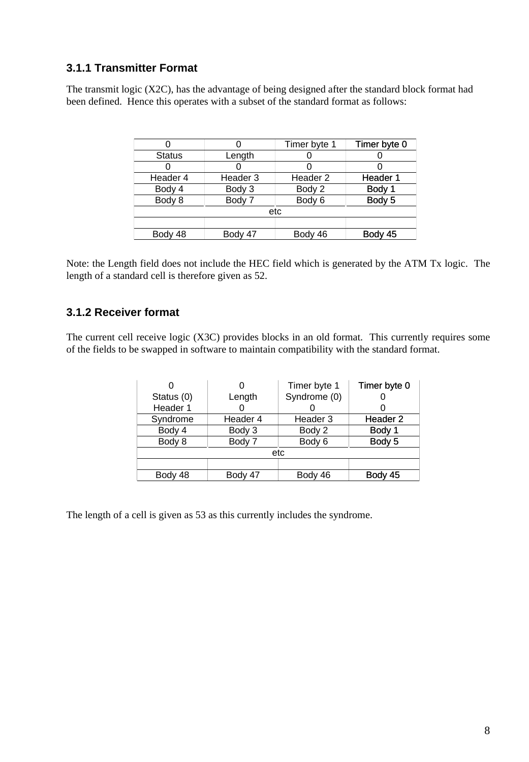### 3.1.1 Transmitter Format

The transmit logic (X2C), has the advantage of being designed after the standard block format had been defined. Hence this operates with a subset of the standard format as follows:

| 0 | 0 | Timer byte 1 | Timer byte 0 |
|---|---|---|---|
| Status | Length | 0 | 0 |
| 0 | 0 | 0 | 0 |
| Header 4 | Header 3 | Header 2 | Header 1 |
| Body 4 | Body 3 | Body 2 | Body 1 |
| Body 8 | Body 7 | Body 6 | Body 5 |
| etc | | | |
| | | | |
| Body 48 | Body 47 | Body 46 | Body 45 |

Note: the Length field does not include the HEC field which is generated by the ATM Tx logic. The length of a standard cell is therefore given as 52.

### 3.1.2 Receiver format

The current cell receive logic (X3C) provides blocks in an old format. This currently requires some of the fields to be swapped in software to maintain compatibility with the standard format.

| 0 | 0 | Timer byte 1 | Timer byte 0 |
|---|---|---|---|
| Status (0) | Length | Syndrome (0) | 0 |
| Header 1 | 0 | 0 | 0 |
| Syndrome | Header 4 | Header 3 | Header 2 |
| Body 4 | Body 3 | Body 2 | Body 1 |
| Body 8 | Body 7 | Body 6 | Body 5 |
| etc | | | |
| | | | |
| Body 48 | Body 47 | Body 46 | Body 45 |

The length of a cell is given as 53 as this currently includes the syndrome.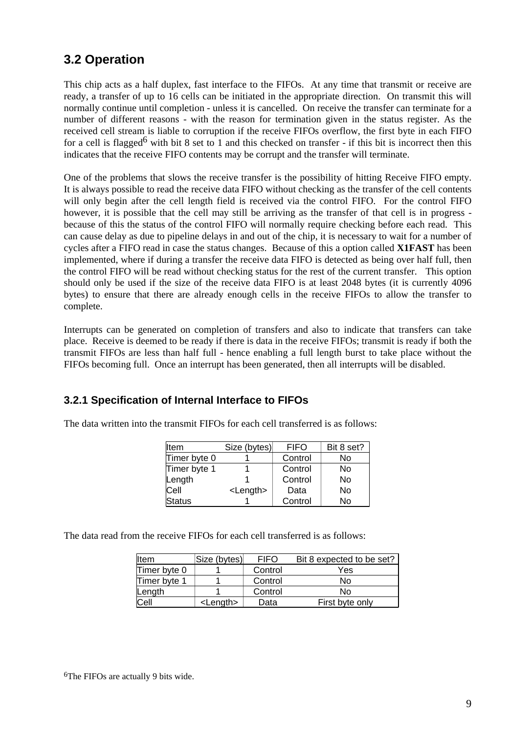## 3.2 Operation

This chip acts as a half duplex, fast interface to the FIFOs. At any time that transmit or receive are ready, a transfer of up to 16 cells can be initiated in the appropriate direction. On transmit this will normally continue until completion - unless it is cancelled. On receive the transfer can terminate for a number of different reasons - with the reason for termination given in the status register. As the received cell stream is liable to corruption if the receive FIFOs overflow, the first byte in each FIFO for a cell is flagged[6] with bit 8 set to 1 and this checked on transfer - if this bit is incorrect then this indicates that the receive FIFO contents may be corrupt and the transfer will terminate.

One of the problems that slows the receive transfer is the possibility of hitting Receive FIFO empty. It is always possible to read the receive data FIFO without checking as the transfer of the cell contents will only begin after the cell length field is received via the control FIFO. For the control FIFO however, it is possible that the cell may still be arriving as the transfer of that cell is in progress - because of this the status of the control FIFO will normally require checking before each read. This can cause delay as due to pipeline delays in and out of the chip, it is necessary to wait for a number of cycles after a FIFO read in case the status changes. Because of this a option called **X1FAST** has been implemented, where if during a transfer the receive data FIFO is detected as being over half full, then the control FIFO will be read without checking status for the rest of the current transfer. This option should only be used if the size of the receive data FIFO is at least 2048 bytes (it is currently 4096 bytes) to ensure that there are already enough cells in the receive FIFOs to allow the transfer to complete.

Interrupts can be generated on completion of transfers and also to indicate that transfers can take place. Receive is deemed to be ready if there is data in the receive FIFOs; transmit is ready if both the transmit FIFOs are less than half full - hence enabling a full length burst to take place without the FIFOs becoming full. Once an interrupt has been generated, then all interrupts will be disabled.

### 3.2.1 Specification of Internal Interface to FIFOs

The data written into the transmit FIFOs for each cell transferred is as follows:

| Item | Size (bytes) | FIFO | Bit 8 set? |
|---|---|---|---|
| Timer byte 0 | 1 | Control | No |
| Timer byte 1 | 1 | Control | No |
| Length | 1 | Control | No |
| Cell | <Length> | Data | No |
| Status | 1 | Control | No |

The data read from the receive FIFOs for each cell transferred is as follows:

| Item | Size (bytes) | FIFO | Bit 8 expected to be set? |
|---|---|---|---|
| Timer byte 0 | 1 | Control | Yes |
| Timer byte 1 | 1 | Control | No |
| Length | 1 | Control | No |
| Cell | <Length> | Data | First byte only |

[6]The FIFOs are actually 9 bits wide.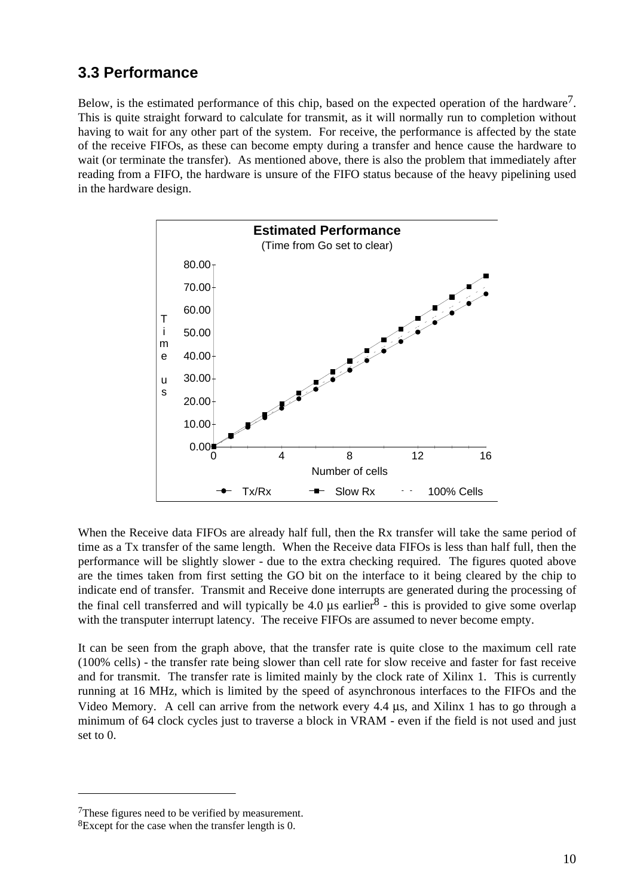## 3.3 Performance

Below, is the estimated performance of this chip, based on the expected operation of the hardware[7]. This is quite straight forward to calculate for transmit, as it will normally run to completion without having to wait for any other part of the system. For receive, the performance is affected by the state of the receive FIFOs, as these can become empty during a transfer and hence cause the hardware to wait (or terminate the transfer). As mentioned above, there is also the problem that immediately after reading from a FIFO, the hardware is unsure of the FIFO status because of the heavy pipelining used in the hardware design.

**Estimated Performance**
(Time from Go set to clear)

When the Receive data FIFOs are already half full, then the Rx transfer will take the same period of time as a Tx transfer of the same length. When the Receive data FIFOs is less than half full, then the performance will be slightly slower - due to the extra checking required. The figures quoted above are the times taken from first setting the GO bit on the interface to it being cleared by the chip to indicate end of transfer. Transmit and Receive done interrupts are generated during the processing of the final cell transferred and will typically be 4.0 µs earlier[8] - this is provided to give some overlap with the transputer interrupt latency. The receive FIFOs are assumed to never become empty.

It can be seen from the graph above, that the transfer rate is quite close to the maximum cell rate (100% cells) - the transfer rate being slower than cell rate for slow receive and faster for fast receive and for transmit. The transfer rate is limited mainly by the clock rate of Xilinx 1. This is currently running at 16 MHz, which is limited by the speed of asynchronous interfaces to the FIFOs and the Video Memory. A cell can arrive from the network every 4.4 µs, and Xilinx 1 has to go through a minimum of 64 clock cycles just to traverse a block in VRAM - even if the field is not used and just set to 0.

---

[7]These figures need to be verified by measurement.

[8]Except for the case when the transfer length is 0.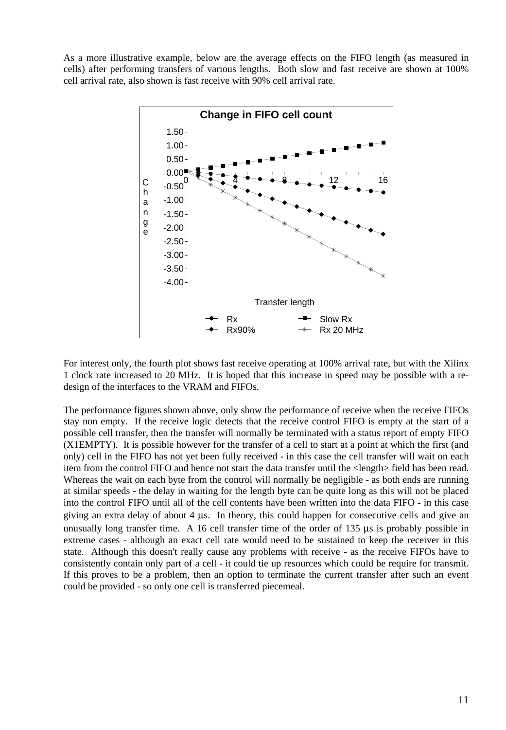As a more illustrative example, below are the average effects on the FIFO length (as measured in cells) after performing transfers of various lengths. Both slow and fast receive are shown at 100% cell arrival rate, also shown is fast receive with 90% cell arrival rate.

For interest only, the fourth plot shows fast receive operating at 100% arrival rate, but with the Xilinx 1 clock rate increased to 20 MHz. It is hoped that this increase in speed may be possible with a re-design of the interfaces to the VRAM and FIFOs.

The performance figures shown above, only show the performance of receive when the receive FIFOs stay non empty. If the receive logic detects that the receive control FIFO is empty at the start of a possible cell transfer, then the transfer will normally be terminated with a status report of empty FIFO (X1EMPTY). It is possible however for the transfer of a cell to start at a point at which the first (and only) cell in the FIFO has not yet been fully received - in this case the cell transfer will wait on each item from the control FIFO and hence not start the data transfer until the <length> field has been read. Whereas the wait on each byte from the control will normally be negligible - as both ends are running at similar speeds - the delay in waiting for the length byte can be quite long as this will not be placed into the control FIFO until all of the cell contents have been written into the data FIFO - in this case giving an extra delay of about 4 μs. In theory, this could happen for consecutive cells and give an unusually long transfer time. A 16 cell transfer time of the order of 135 μs is probably possible in extreme cases - although an exact cell rate would need to be sustained to keep the receiver in this state. Although this doesn't really cause any problems with receive - as the receive FIFOs have to consistently contain only part of a cell - it could tie up resources which could be require for transmit. If this proves to be a problem, then an option to terminate the current transfer after such an event could be provided - so only one cell is transferred piecemeal.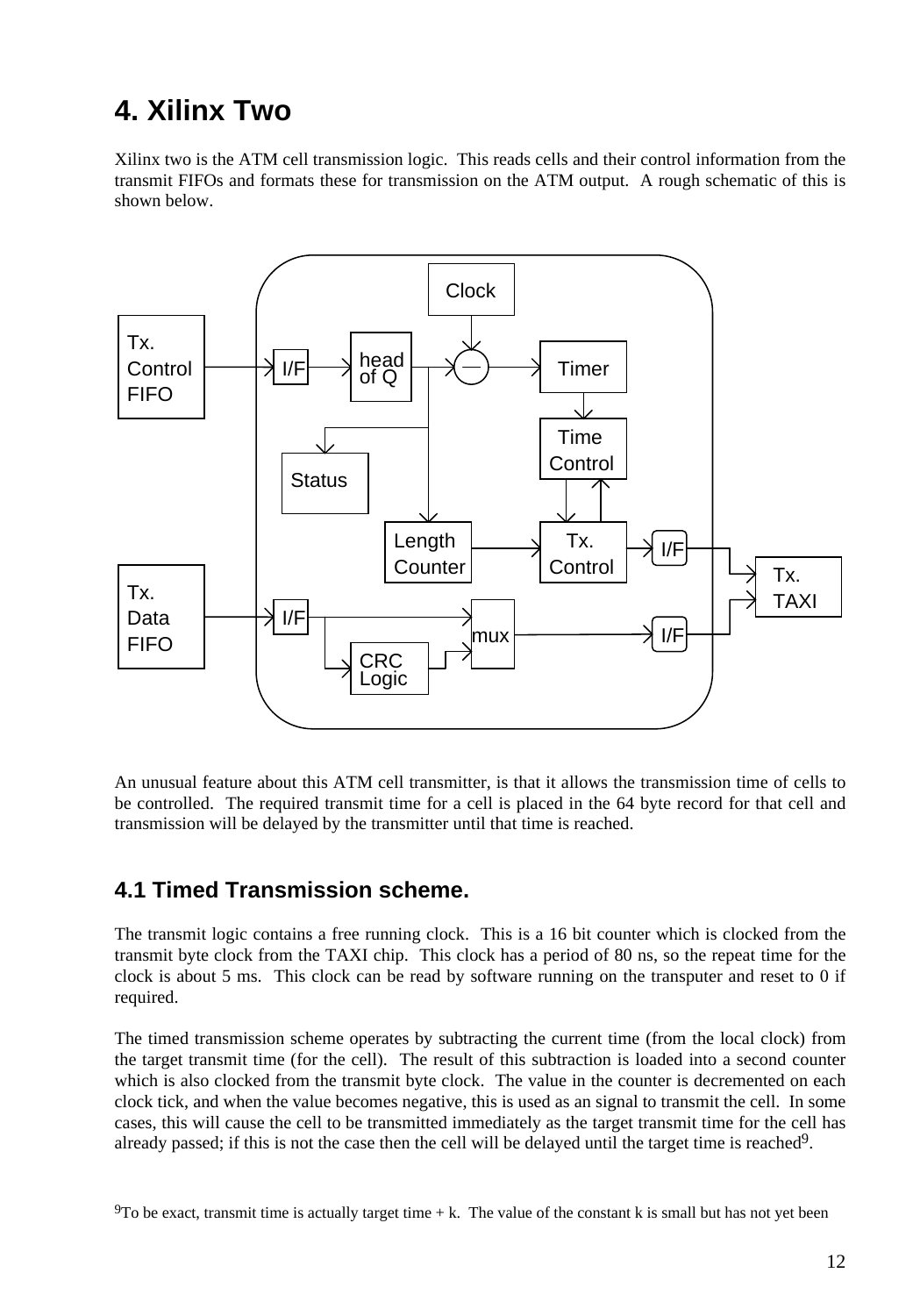# 4. Xilinx Two

Xilinx two is the ATM cell transmission logic. This reads cells and their control information from the transmit FIFOs and formats these for transmission on the ATM output. A rough schematic of this is shown below.

An unusual feature about this ATM cell transmitter, is that it allows the transmission time of cells to be controlled. The required transmit time for a cell is placed in the 64 byte record for that cell and transmission will be delayed by the transmitter until that time is reached.

## 4.1 Timed Transmission scheme.

The transmit logic contains a free running clock. This is a 16 bit counter which is clocked from the transmit byte clock from the TAXI chip. This clock has a period of 80 ns, so the repeat time for the clock is about 5 ms. This clock can be read by software running on the transputer and reset to 0 if required.

The timed transmission scheme operates by subtracting the current time (from the local clock) from the target transmit time (for the cell). The result of this subtraction is loaded into a second counter which is also clocked from the transmit byte clock. The value in the counter is decremented on each clock tick, and when the value becomes negative, this is used as an signal to transmit the cell. In some cases, this will cause the cell to be transmitted immediately as the target transmit time for the cell has already passed; if this is not the case then the cell will be delayed until the target time is reached[9].

[9]To be exact, transmit time is actually target time + k. The value of the constant k is small but has not yet been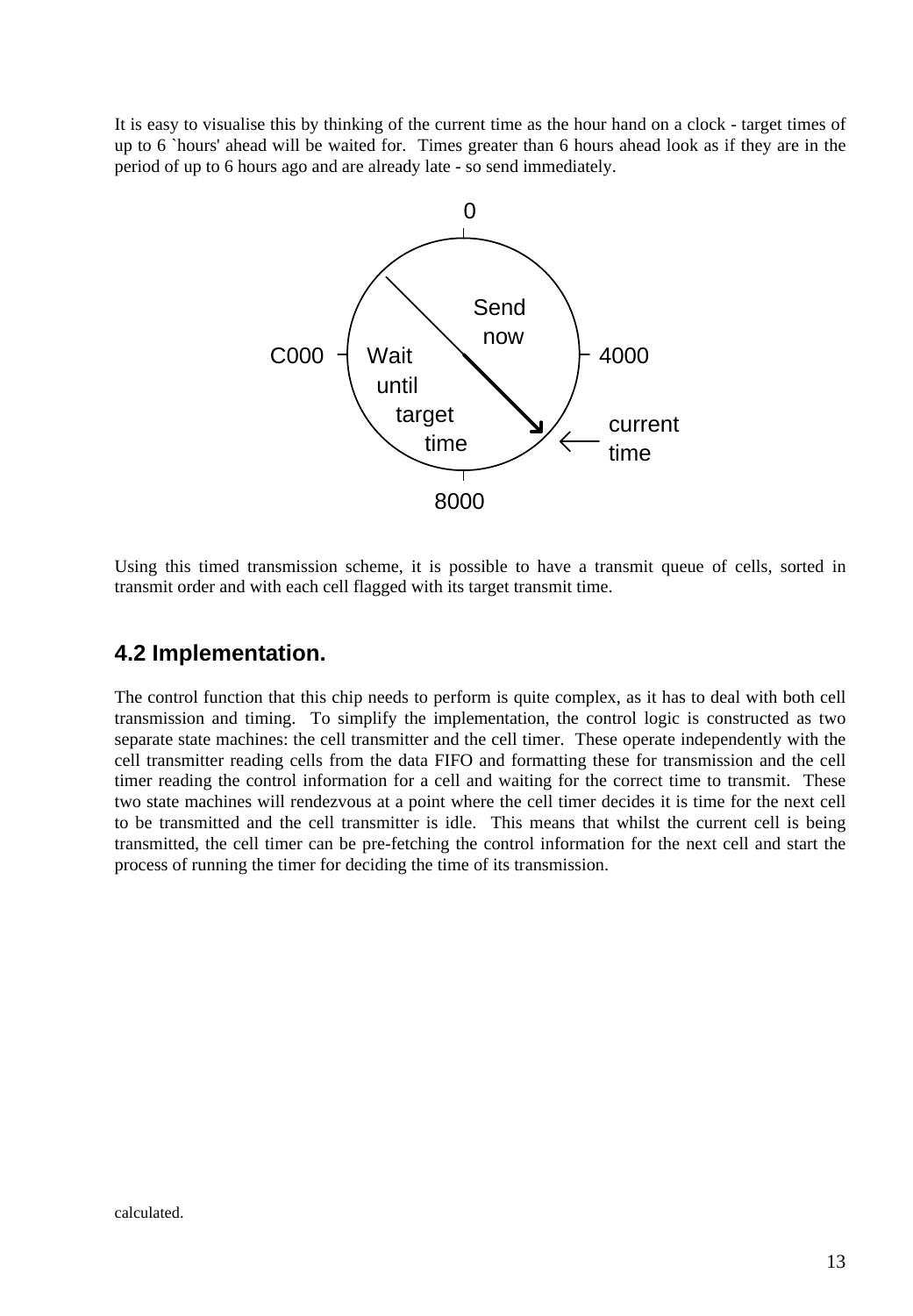It is easy to visualise this by thinking of the current time as the hour hand on a clock - target times of up to 6 `hours' ahead will be waited for.  Times greater than 6 hours ahead look as if they are in the period of up to 6 hours ago and are already late - so send immediately.

0

Send now

C000  Wait until target time

4000

current time

8000

Using this timed transmission scheme, it is possible to have a transmit queue of cells, sorted in transmit order and with each cell flagged with its target transmit time.

## 4.2 Implementation.

The control function that this chip needs to perform is quite complex, as it has to deal with both cell transmission and timing.  To simplify the implementation, the control logic is constructed as two separate state machines: the cell transmitter and the cell timer.  These operate independently with the cell transmitter reading cells from the data FIFO and formatting these for transmission and the cell timer reading the control information for a cell and waiting for the correct time to transmit.  These two state machines will rendezvous at a point where the cell timer decides it is time for the next cell to be transmitted and the cell transmitter is idle.  This means that whilst the current cell is being transmitted, the cell timer can be pre-fetching the control information for the next cell and start the process of running the timer for deciding the time of its transmission.

calculated.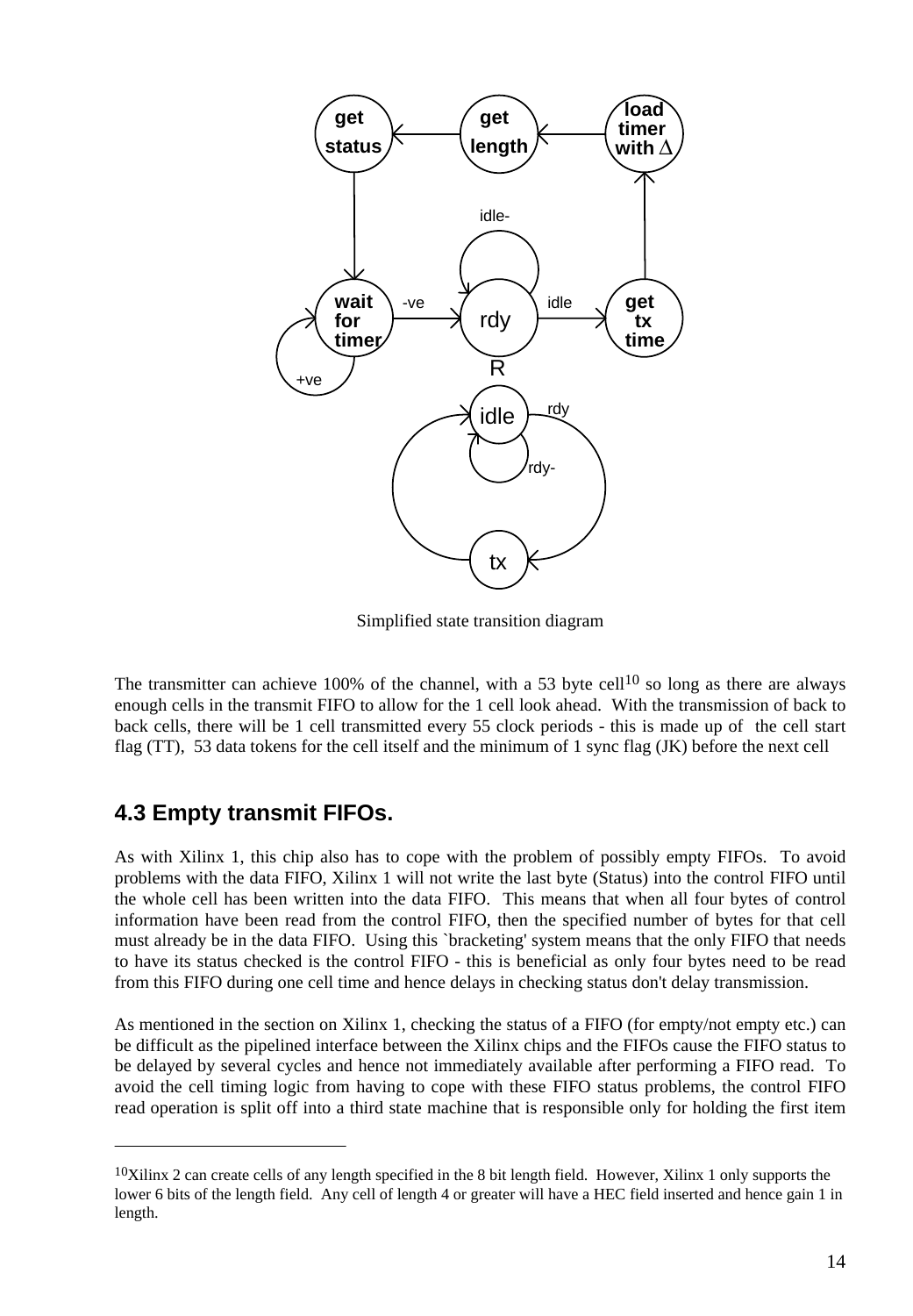Simplified state transition diagram

The transmitter can achieve 100% of the channel, with a 53 byte cell[10] so long as there are always enough cells in the transmit FIFO to allow for the 1 cell look ahead. With the transmission of back to back cells, there will be 1 cell transmitted every 55 clock periods - this is made up of the cell start flag (TT), 53 data tokens for the cell itself and the minimum of 1 sync flag (JK) before the next cell

## 4.3 Empty transmit FIFOs.

As with Xilinx 1, this chip also has to cope with the problem of possibly empty FIFOs. To avoid problems with the data FIFO, Xilinx 1 will not write the last byte (Status) into the control FIFO until the whole cell has been written into the data FIFO. This means that when all four bytes of control information have been read from the control FIFO, then the specified number of bytes for that cell must already be in the data FIFO. Using this `bracketing' system means that the only FIFO that needs to have its status checked is the control FIFO - this is beneficial as only four bytes need to be read from this FIFO during one cell time and hence delays in checking status don't delay transmission.

As mentioned in the section on Xilinx 1, checking the status of a FIFO (for empty/not empty etc.) can be difficult as the pipelined interface between the Xilinx chips and the FIFOs cause the FIFO status to be delayed by several cycles and hence not immediately available after performing a FIFO read. To avoid the cell timing logic from having to cope with these FIFO status problems, the control FIFO read operation is split off into a third state machine that is responsible only for holding the first item

---

[10] Xilinx 2 can create cells of any length specified in the 8 bit length field. However, Xilinx 1 only supports the lower 6 bits of the length field. Any cell of length 4 or greater will have a HEC field inserted and hence gain 1 in length.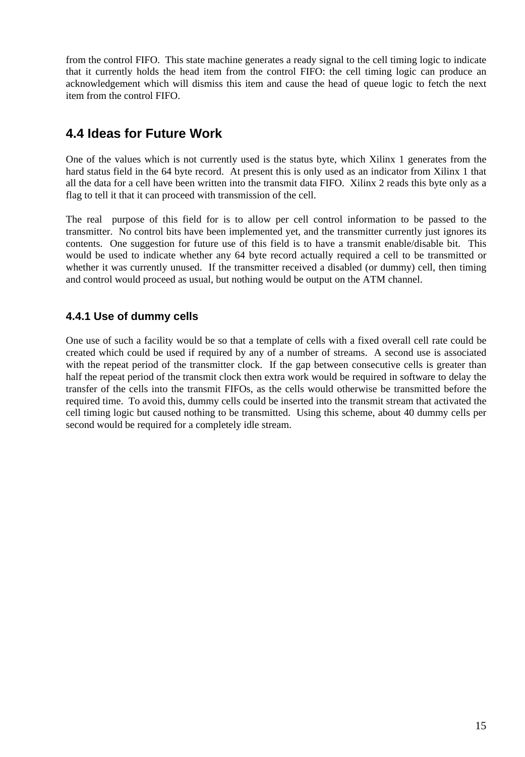from the control FIFO. This state machine generates a ready signal to the cell timing logic to indicate that it currently holds the head item from the control FIFO: the cell timing logic can produce an acknowledgement which will dismiss this item and cause the head of queue logic to fetch the next item from the control FIFO.

## 4.4 Ideas for Future Work

One of the values which is not currently used is the status byte, which Xilinx 1 generates from the hard status field in the 64 byte record. At present this is only used as an indicator from Xilinx 1 that all the data for a cell have been written into the transmit data FIFO. Xilinx 2 reads this byte only as a flag to tell it that it can proceed with transmission of the cell.

The real purpose of this field for is to allow per cell control information to be passed to the transmitter. No control bits have been implemented yet, and the transmitter currently just ignores its contents. One suggestion for future use of this field is to have a transmit enable/disable bit. This would be used to indicate whether any 64 byte record actually required a cell to be transmitted or whether it was currently unused. If the transmitter received a disabled (or dummy) cell, then timing and control would proceed as usual, but nothing would be output on the ATM channel.

### 4.4.1 Use of dummy cells

One use of such a facility would be so that a template of cells with a fixed overall cell rate could be created which could be used if required by any of a number of streams. A second use is associated with the repeat period of the transmitter clock. If the gap between consecutive cells is greater than half the repeat period of the transmit clock then extra work would be required in software to delay the transfer of the cells into the transmit FIFOs, as the cells would otherwise be transmitted before the required time. To avoid this, dummy cells could be inserted into the transmit stream that activated the cell timing logic but caused nothing to be transmitted. Using this scheme, about 40 dummy cells per second would be required for a completely idle stream.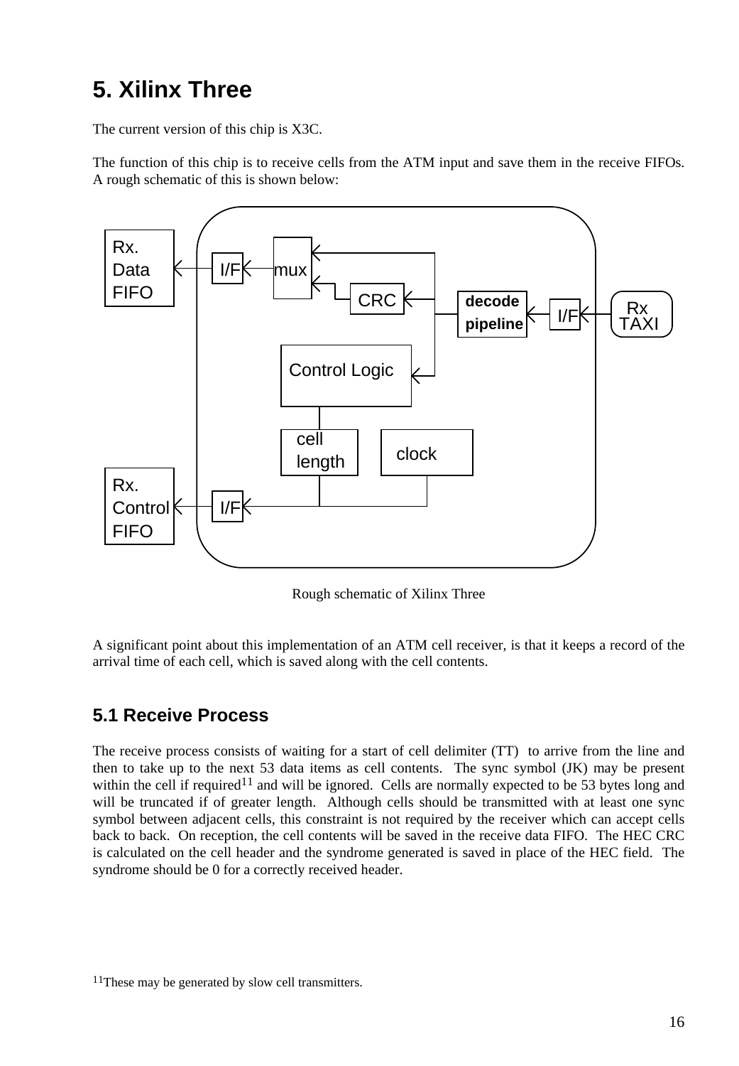# 5. Xilinx Three

The current version of this chip is X3C.

The function of this chip is to receive cells from the ATM input and save them in the receive FIFOs. A rough schematic of this is shown below:

Rough schematic of Xilinx Three

A significant point about this implementation of an ATM cell receiver, is that it keeps a record of the arrival time of each cell, which is saved along with the cell contents.

## 5.1 Receive Process

The receive process consists of waiting for a start of cell delimiter (TT) to arrive from the line and then to take up to the next 53 data items as cell contents. The sync symbol (JK) may be present within the cell if required[11] and will be ignored. Cells are normally expected to be 53 bytes long and will be truncated if of greater length. Although cells should be transmitted with at least one sync symbol between adjacent cells, this constraint is not required by the receiver which can accept cells back to back. On reception, the cell contents will be saved in the receive data FIFO. The HEC CRC is calculated on the cell header and the syndrome generated is saved in place of the HEC field. The syndrome should be 0 for a correctly received header.

[11]These may be generated by slow cell transmitters.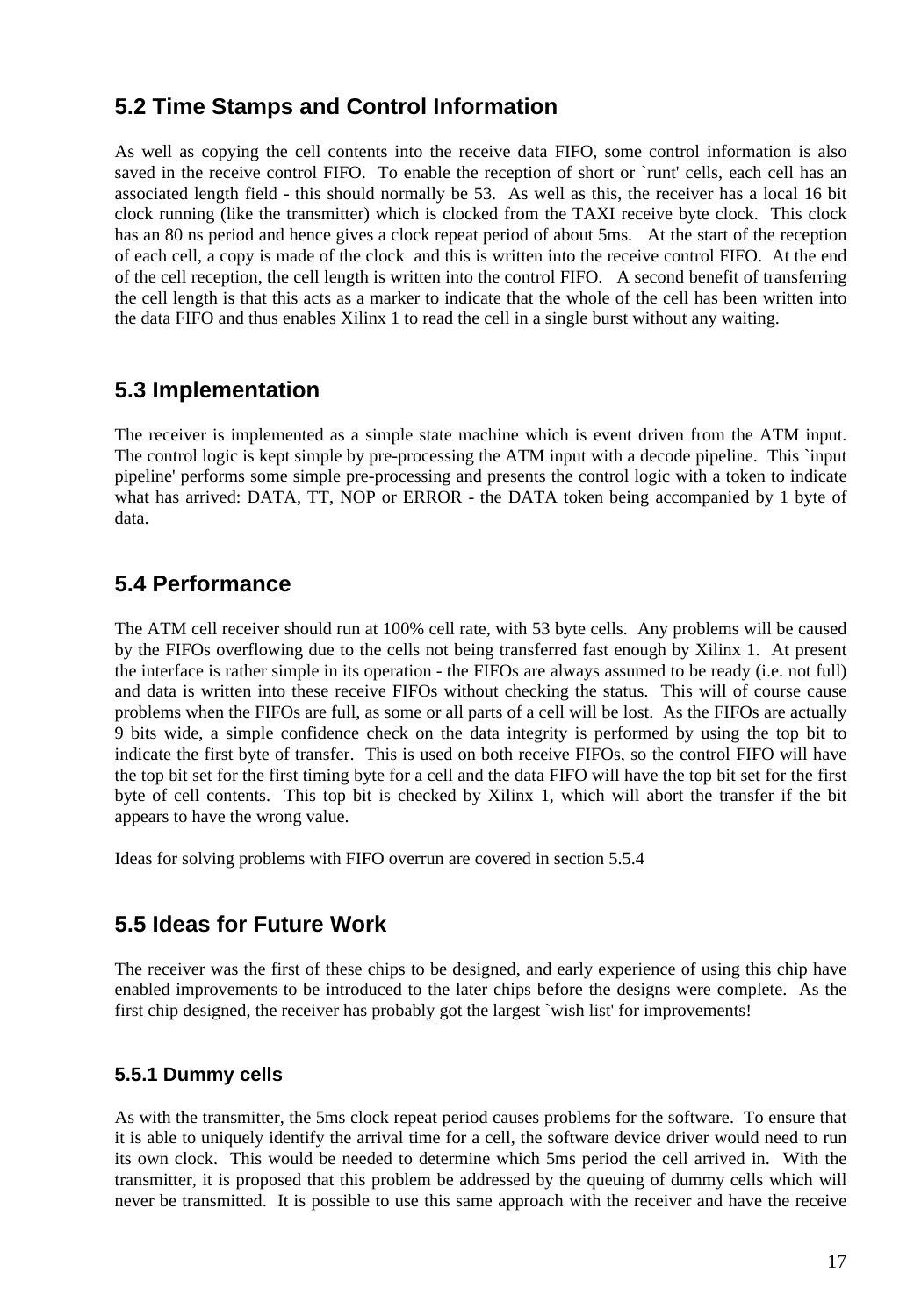## 5.2 Time Stamps and Control Information

As well as copying the cell contents into the receive data FIFO, some control information is also saved in the receive control FIFO. To enable the reception of short or `runt' cells, each cell has an associated length field - this should normally be 53. As well as this, the receiver has a local 16 bit clock running (like the transmitter) which is clocked from the TAXI receive byte clock. This clock has an 80 ns period and hence gives a clock repeat period of about 5ms. At the start of the reception of each cell, a copy is made of the clock and this is written into the receive control FIFO. At the end of the cell reception, the cell length is written into the control FIFO. A second benefit of transferring the cell length is that this acts as a marker to indicate that the whole of the cell has been written into the data FIFO and thus enables Xilinx 1 to read the cell in a single burst without any waiting.

## 5.3 Implementation

The receiver is implemented as a simple state machine which is event driven from the ATM input. The control logic is kept simple by pre-processing the ATM input with a decode pipeline. This `input pipeline' performs some simple pre-processing and presents the control logic with a token to indicate what has arrived: DATA, TT, NOP or ERROR - the DATA token being accompanied by 1 byte of data.

## 5.4 Performance

The ATM cell receiver should run at 100% cell rate, with 53 byte cells. Any problems will be caused by the FIFOs overflowing due to the cells not being transferred fast enough by Xilinx 1. At present the interface is rather simple in its operation - the FIFOs are always assumed to be ready (i.e. not full) and data is written into these receive FIFOs without checking the status. This will of course cause problems when the FIFOs are full, as some or all parts of a cell will be lost. As the FIFOs are actually 9 bits wide, a simple confidence check on the data integrity is performed by using the top bit to indicate the first byte of transfer. This is used on both receive FIFOs, so the control FIFO will have the top bit set for the first timing byte for a cell and the data FIFO will have the top bit set for the first byte of cell contents. This top bit is checked by Xilinx 1, which will abort the transfer if the bit appears to have the wrong value.

Ideas for solving problems with FIFO overrun are covered in section 5.5.4

## 5.5 Ideas for Future Work

The receiver was the first of these chips to be designed, and early experience of using this chip have enabled improvements to be introduced to the later chips before the designs were complete. As the first chip designed, the receiver has probably got the largest `wish list' for improvements!

### 5.5.1 Dummy cells

As with the transmitter, the 5ms clock repeat period causes problems for the software. To ensure that it is able to uniquely identify the arrival time for a cell, the software device driver would need to run its own clock. This would be needed to determine which 5ms period the cell arrived in. With the transmitter, it is proposed that this problem be addressed by the queuing of dummy cells which will never be transmitted. It is possible to use this same approach with the receiver and have the receive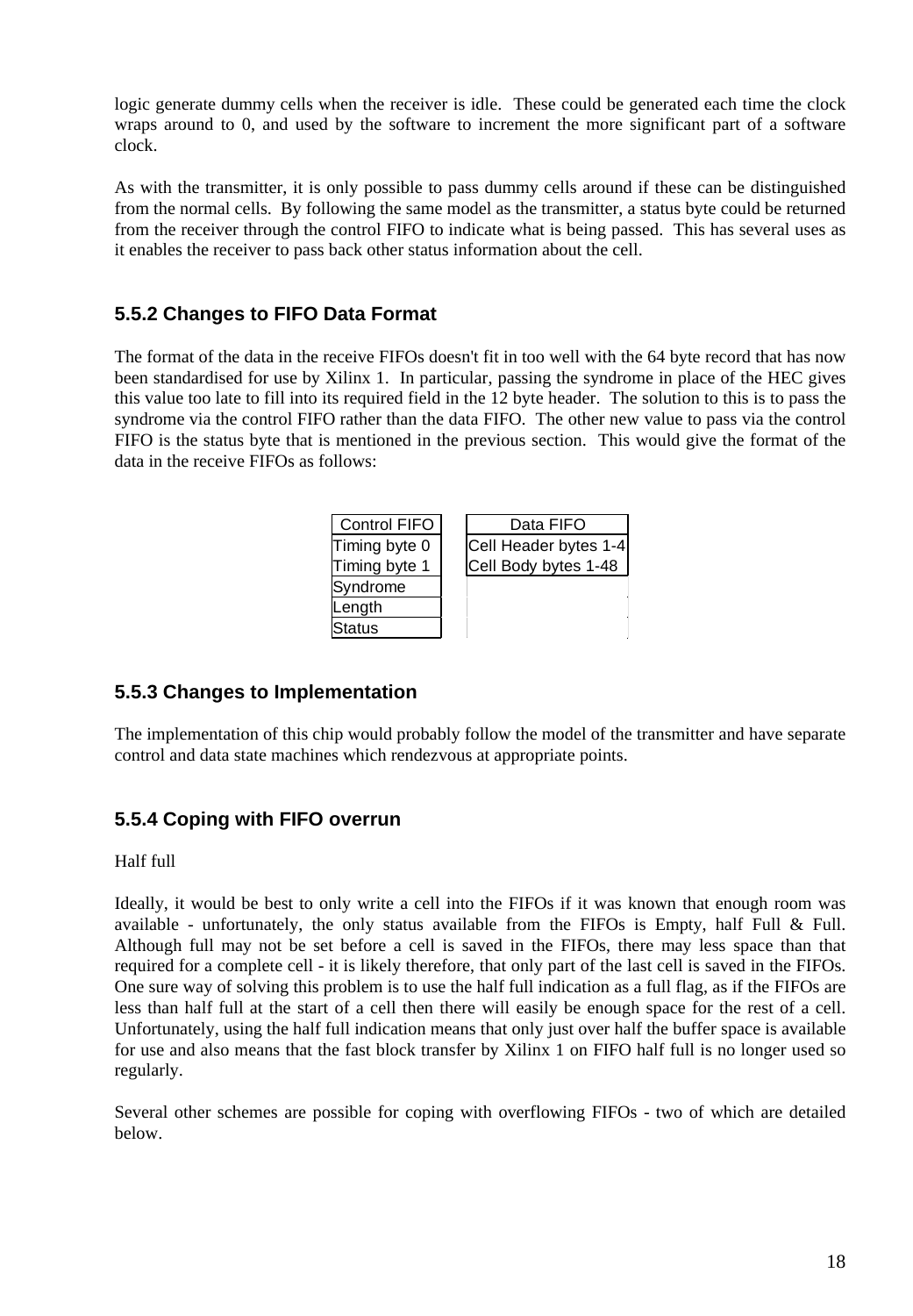logic generate dummy cells when the receiver is idle. These could be generated each time the clock wraps around to 0, and used by the software to increment the more significant part of a software clock.

As with the transmitter, it is only possible to pass dummy cells around if these can be distinguished from the normal cells. By following the same model as the transmitter, a status byte could be returned from the receiver through the control FIFO to indicate what is being passed. This has several uses as it enables the receiver to pass back other status information about the cell.

### 5.5.2 Changes to FIFO Data Format

The format of the data in the receive FIFOs doesn't fit in too well with the 64 byte record that has now been standardised for use by Xilinx 1. In particular, passing the syndrome in place of the HEC gives this value too late to fill into its required field in the 12 byte header. The solution to this is to pass the syndrome via the control FIFO rather than the data FIFO. The other new value to pass via the control FIFO is the status byte that is mentioned in the previous section. This would give the format of the data in the receive FIFOs as follows:

| Control FIFO | Data FIFO |
|---|---|
| Timing byte 0 | Cell Header bytes 1-4 |
| Timing byte 1 | Cell Body bytes 1-48 |
| Syndrome | |
| Length | |
| Status | |

### 5.5.3 Changes to Implementation

The implementation of this chip would probably follow the model of the transmitter and have separate control and data state machines which rendezvous at appropriate points.

### 5.5.4 Coping with FIFO overrun

Half full

Ideally, it would be best to only write a cell into the FIFOs if it was known that enough room was available - unfortunately, the only status available from the FIFOs is Empty, half Full & Full. Although full may not be set before a cell is saved in the FIFOs, there may less space than that required for a complete cell - it is likely therefore, that only part of the last cell is saved in the FIFOs. One sure way of solving this problem is to use the half full indication as a full flag, as if the FIFOs are less than half full at the start of a cell then there will easily be enough space for the rest of a cell. Unfortunately, using the half full indication means that only just over half the buffer space is available for use and also means that the fast block transfer by Xilinx 1 on FIFO half full is no longer used so regularly.

Several other schemes are possible for coping with overflowing FIFOs - two of which are detailed below.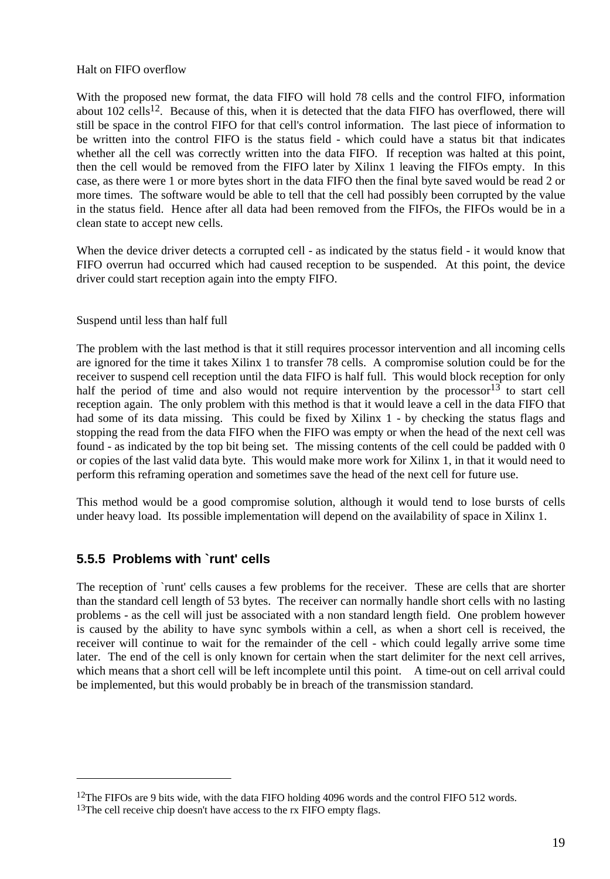Halt on FIFO overflow

With the proposed new format, the data FIFO will hold 78 cells and the control FIFO, information about 102 cells[12]. Because of this, when it is detected that the data FIFO has overflowed, there will still be space in the control FIFO for that cell's control information. The last piece of information to be written into the control FIFO is the status field - which could have a status bit that indicates whether all the cell was correctly written into the data FIFO. If reception was halted at this point, then the cell would be removed from the FIFO later by Xilinx 1 leaving the FIFOs empty. In this case, as there were 1 or more bytes short in the data FIFO then the final byte saved would be read 2 or more times. The software would be able to tell that the cell had possibly been corrupted by the value in the status field. Hence after all data had been removed from the FIFOs, the FIFOs would be in a clean state to accept new cells.

When the device driver detects a corrupted cell - as indicated by the status field - it would know that FIFO overrun had occurred which had caused reception to be suspended. At this point, the device driver could start reception again into the empty FIFO.

Suspend until less than half full

The problem with the last method is that it still requires processor intervention and all incoming cells are ignored for the time it takes Xilinx 1 to transfer 78 cells. A compromise solution could be for the receiver to suspend cell reception until the data FIFO is half full. This would block reception for only half the period of time and also would not require intervention by the processor[13] to start cell reception again. The only problem with this method is that it would leave a cell in the data FIFO that had some of its data missing. This could be fixed by Xilinx 1 - by checking the status flags and stopping the read from the data FIFO when the FIFO was empty or when the head of the next cell was found - as indicated by the top bit being set. The missing contents of the cell could be padded with 0 or copies of the last valid data byte. This would make more work for Xilinx 1, in that it would need to perform this reframing operation and sometimes save the head of the next cell for future use.

This method would be a good compromise solution, although it would tend to lose bursts of cells under heavy load. Its possible implementation will depend on the availability of space in Xilinx 1.

### 5.5.5 Problems with `runt' cells

The reception of `runt' cells causes a few problems for the receiver. These are cells that are shorter than the standard cell length of 53 bytes. The receiver can normally handle short cells with no lasting problems - as the cell will just be associated with a non standard length field. One problem however is caused by the ability to have sync symbols within a cell, as when a short cell is received, the receiver will continue to wait for the remainder of the cell - which could legally arrive some time later. The end of the cell is only known for certain when the start delimiter for the next cell arrives, which means that a short cell will be left incomplete until this point. A time-out on cell arrival could be implemented, but this would probably be in breach of the transmission standard.

---

[12]The FIFOs are 9 bits wide, with the data FIFO holding 4096 words and the control FIFO 512 words.

[13]The cell receive chip doesn't have access to the rx FIFO empty flags.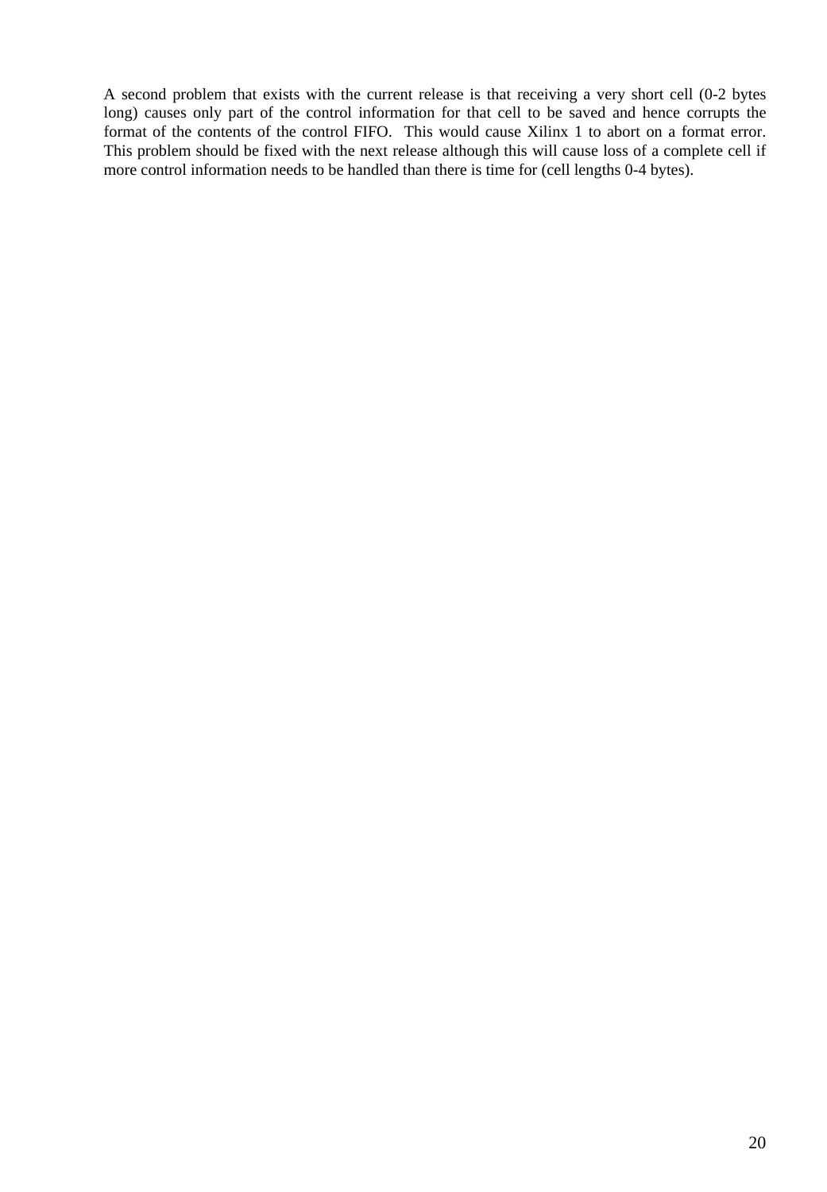A second problem that exists with the current release is that receiving a very short cell (0-2 bytes long) causes only part of the control information for that cell to be saved and hence corrupts the format of the contents of the control FIFO. This would cause Xilinx 1 to abort on a format error. This problem should be fixed with the next release although this will cause loss of a complete cell if more control information needs to be handled than there is time for (cell lengths 0-4 bytes).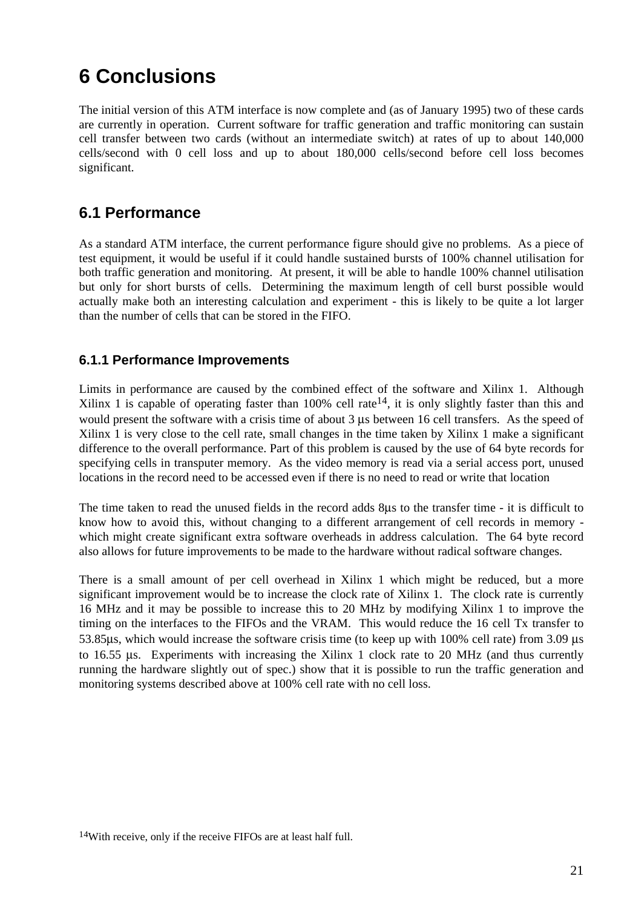# 6 Conclusions

The initial version of this ATM interface is now complete and (as of January 1995) two of these cards are currently in operation. Current software for traffic generation and traffic monitoring can sustain cell transfer between two cards (without an intermediate switch) at rates of up to about 140,000 cells/second with 0 cell loss and up to about 180,000 cells/second before cell loss becomes significant.

## 6.1 Performance

As a standard ATM interface, the current performance figure should give no problems. As a piece of test equipment, it would be useful if it could handle sustained bursts of 100% channel utilisation for both traffic generation and monitoring. At present, it will be able to handle 100% channel utilisation but only for short bursts of cells. Determining the maximum length of cell burst possible would actually make both an interesting calculation and experiment - this is likely to be quite a lot larger than the number of cells that can be stored in the FIFO.

### 6.1.1 Performance Improvements

Limits in performance are caused by the combined effect of the software and Xilinx 1. Although Xilinx 1 is capable of operating faster than 100% cell rate[14], it is only slightly faster than this and would present the software with a crisis time of about 3 μs between 16 cell transfers. As the speed of Xilinx 1 is very close to the cell rate, small changes in the time taken by Xilinx 1 make a significant difference to the overall performance. Part of this problem is caused by the use of 64 byte records for specifying cells in transputer memory. As the video memory is read via a serial access port, unused locations in the record need to be accessed even if there is no need to read or write that location

The time taken to read the unused fields in the record adds 8μs to the transfer time - it is difficult to know how to avoid this, without changing to a different arrangement of cell records in memory - which might create significant extra software overheads in address calculation. The 64 byte record also allows for future improvements to be made to the hardware without radical software changes.

There is a small amount of per cell overhead in Xilinx 1 which might be reduced, but a more significant improvement would be to increase the clock rate of Xilinx 1. The clock rate is currently 16 MHz and it may be possible to increase this to 20 MHz by modifying Xilinx 1 to improve the timing on the interfaces to the FIFOs and the VRAM. This would reduce the 16 cell Tx transfer to 53.85μs, which would increase the software crisis time (to keep up with 100% cell rate) from 3.09 μs to 16.55 μs. Experiments with increasing the Xilinx 1 clock rate to 20 MHz (and thus currently running the hardware slightly out of spec.) show that it is possible to run the traffic generation and monitoring systems described above at 100% cell rate with no cell loss.

[14]With receive, only if the receive FIFOs are at least half full.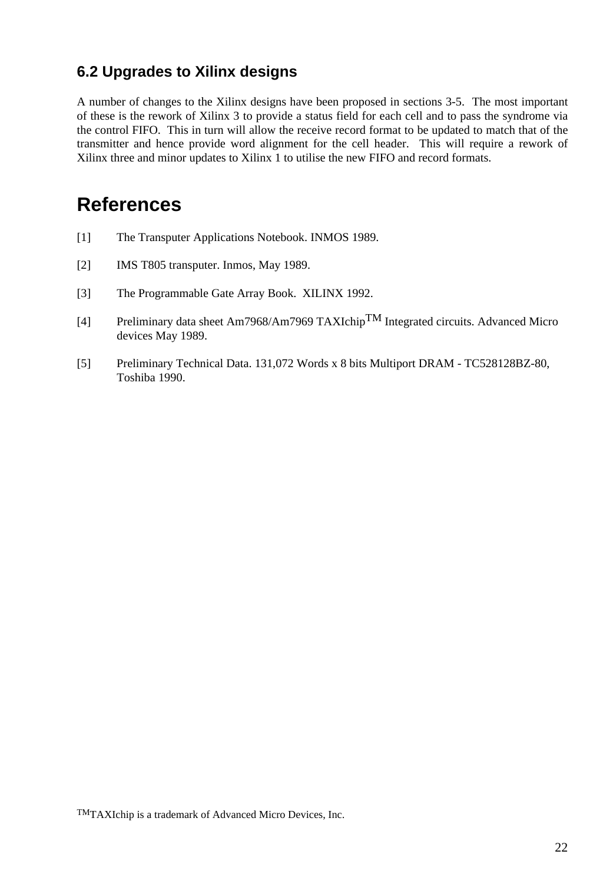## 6.2 Upgrades to Xilinx designs

A number of changes to the Xilinx designs have been proposed in sections 3-5. The most important of these is the rework of Xilinx 3 to provide a status field for each cell and to pass the syndrome via the control FIFO. This in turn will allow the receive record format to be updated to match that of the transmitter and hence provide word alignment for the cell header. This will require a rework of Xilinx three and minor updates to Xilinx 1 to utilise the new FIFO and record formats.

# References

[1] The Transputer Applications Notebook. INMOS 1989.

[2] IMS T805 transputer. Inmos, May 1989.

[3] The Programmable Gate Array Book. XILINX 1992.

[4] Preliminary data sheet Am7968/Am7969 TAXIchip™ Integrated circuits. Advanced Micro devices May 1989.

[5] Preliminary Technical Data. 131,072 Words x 8 bits Multiport DRAM - TC528128BZ-80, Toshiba 1990.

™TAXIchip is a trademark of Advanced Micro Devices, Inc.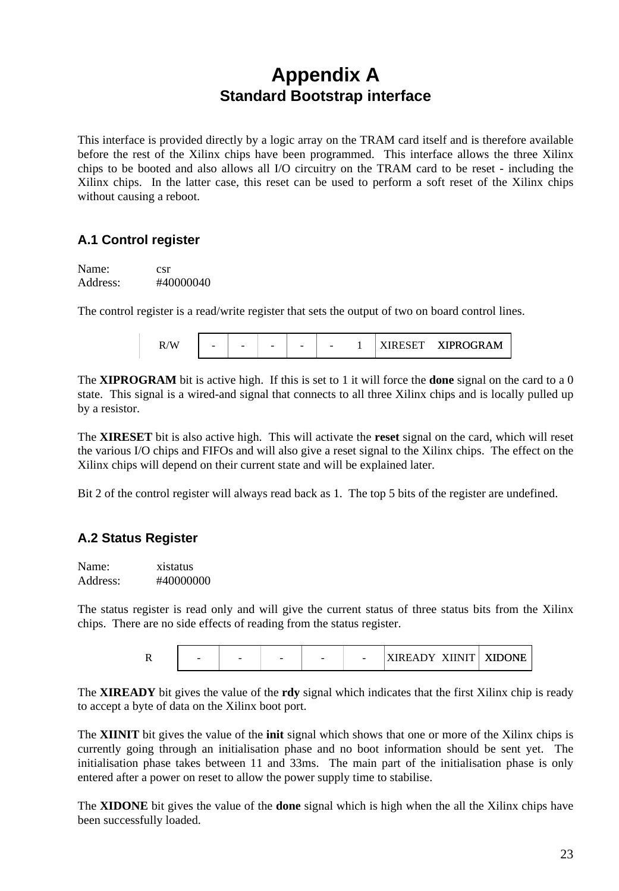# Appendix A
## Standard Bootstrap interface

This interface is provided directly by a logic array on the TRAM card itself and is therefore available before the rest of the Xilinx chips have been programmed. This interface allows the three Xilinx chips to be booted and also allows all I/O circuitry on the TRAM card to be reset - including the Xilinx chips. In the latter case, this reset can be used to perform a soft reset of the Xilinx chips without causing a reboot.

### A.1 Control register

Name: csr
Address: #40000040

The control register is a read/write register that sets the output of two on board control lines.

| R/W | - | - | - | - | - | 1 | XIRESET | XIPROGRAM |
|---|---|---|---|---|---|---|---|---|

The **XIPROGRAM** bit is active high. If this is set to 1 it will force the **done** signal on the card to a 0 state. This signal is a wired-and signal that connects to all three Xilinx chips and is locally pulled up by a resistor.

The **XIRESET** bit is also active high. This will activate the **reset** signal on the card, which will reset the various I/O chips and FIFOs and will also give a reset signal to the Xilinx chips. The effect on the Xilinx chips will depend on their current state and will be explained later.

Bit 2 of the control register will always read back as 1. The top 5 bits of the register are undefined.

### A.2 Status Register

Name: xistatus
Address: #40000000

The status register is read only and will give the current status of three status bits from the Xilinx chips. There are no side effects of reading from the status register.

| R | - | - | - | - | - | XIREADY | XIINIT | XIDONE |
|---|---|---|---|---|---|---|---|---|

The **XIREADY** bit gives the value of the **rdy** signal which indicates that the first Xilinx chip is ready to accept a byte of data on the Xilinx boot port.

The **XIINIT** bit gives the value of the **init** signal which shows that one or more of the Xilinx chips is currently going through an initialisation phase and no boot information should be sent yet. The initialisation phase takes between 11 and 33ms. The main part of the initialisation phase is only entered after a power on reset to allow the power supply time to stabilise.

The **XIDONE** bit gives the value of the **done** signal which is high when the all the Xilinx chips have been successfully loaded.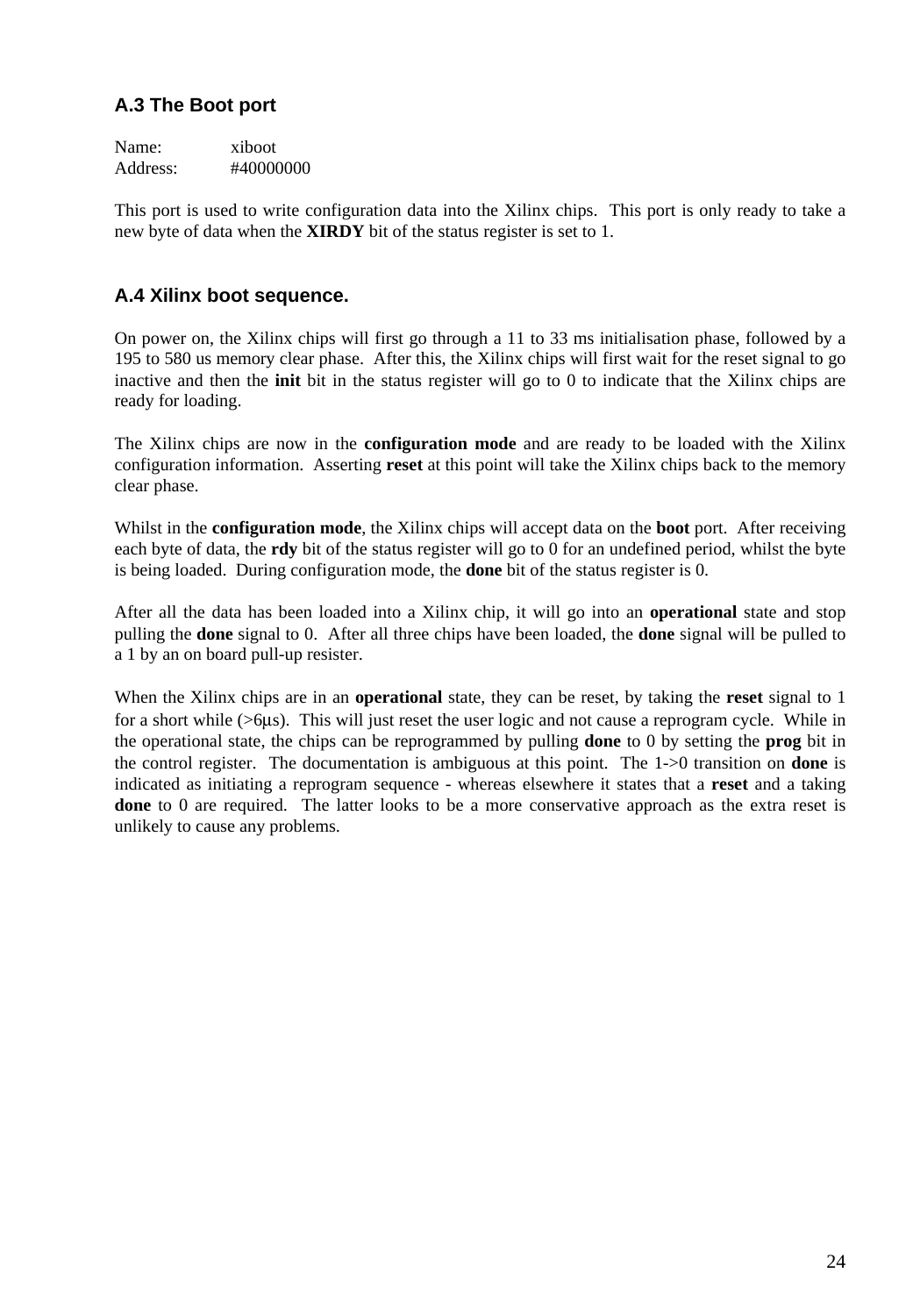### A.3 The Boot port

Name: xiboot
Address: #40000000

This port is used to write configuration data into the Xilinx chips. This port is only ready to take a new byte of data when the **XIRDY** bit of the status register is set to 1.

### A.4 Xilinx boot sequence.

On power on, the Xilinx chips will first go through a 11 to 33 ms initialisation phase, followed by a 195 to 580 us memory clear phase. After this, the Xilinx chips will first wait for the reset signal to go inactive and then the **init** bit in the status register will go to 0 to indicate that the Xilinx chips are ready for loading.

The Xilinx chips are now in the **configuration mode** and are ready to be loaded with the Xilinx configuration information. Asserting **reset** at this point will take the Xilinx chips back to the memory clear phase.

Whilst in the **configuration mode**, the Xilinx chips will accept data on the **boot** port. After receiving each byte of data, the **rdy** bit of the status register will go to 0 for an undefined period, whilst the byte is being loaded. During configuration mode, the **done** bit of the status register is 0.

After all the data has been loaded into a Xilinx chip, it will go into an **operational** state and stop pulling the **done** signal to 0. After all three chips have been loaded, the **done** signal will be pulled to a 1 by an on board pull-up resister.

When the Xilinx chips are in an **operational** state, they can be reset, by taking the **reset** signal to 1 for a short while (>6μs). This will just reset the user logic and not cause a reprogram cycle. While in the operational state, the chips can be reprogrammed by pulling **done** to 0 by setting the **prog** bit in the control register. The documentation is ambiguous at this point. The 1->0 transition on **done** is indicated as initiating a reprogram sequence - whereas elsewhere it states that a **reset** and a taking **done** to 0 are required. The latter looks to be a more conservative approach as the extra reset is unlikely to cause any problems.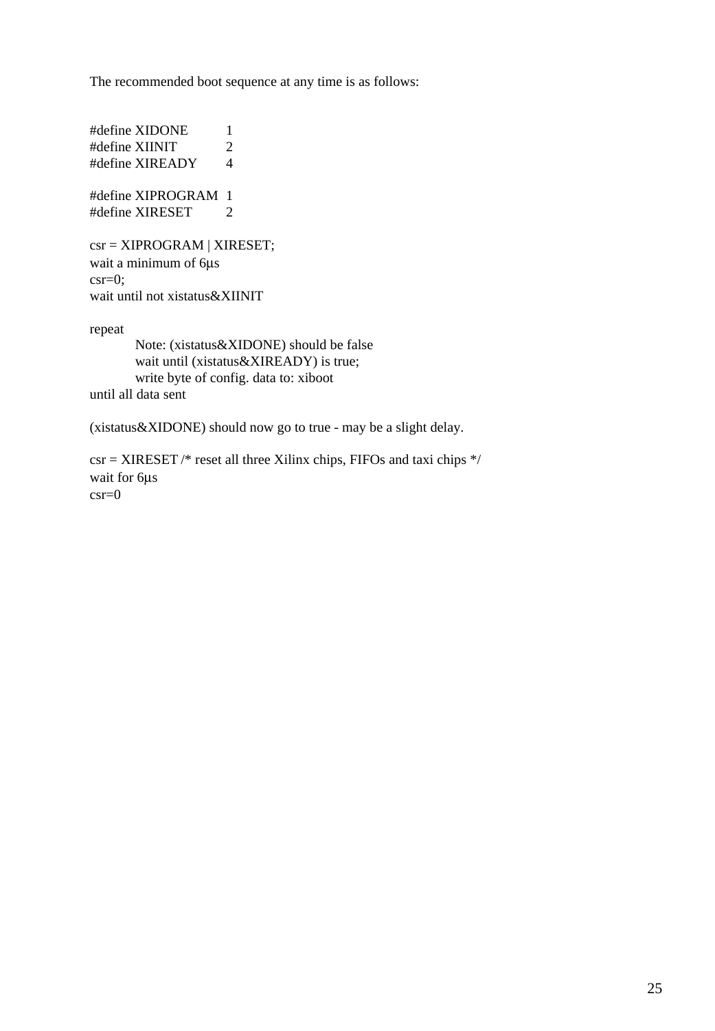The recommended boot sequence at any time is as follows:

```
#define XIDONE      1
#define XIINIT      2
#define XIREADY     4

#define XIPROGRAM   1
#define XIRESET     2

csr = XIPROGRAM | XIRESET;
wait a minimum of 6µs
csr=0;
wait until not xistatus&XIINIT

repeat
        Note: (xistatus&XIDONE) should be false
        wait until (xistatus&XIREADY) is true;
        write byte of config. data to: xiboot
until all data sent
```

(xistatus&XIDONE) should now go to true - may be a slight delay.

```
csr = XIRESET /* reset all three Xilinx chips, FIFOs and taxi chips */
wait for 6µs
csr=0
```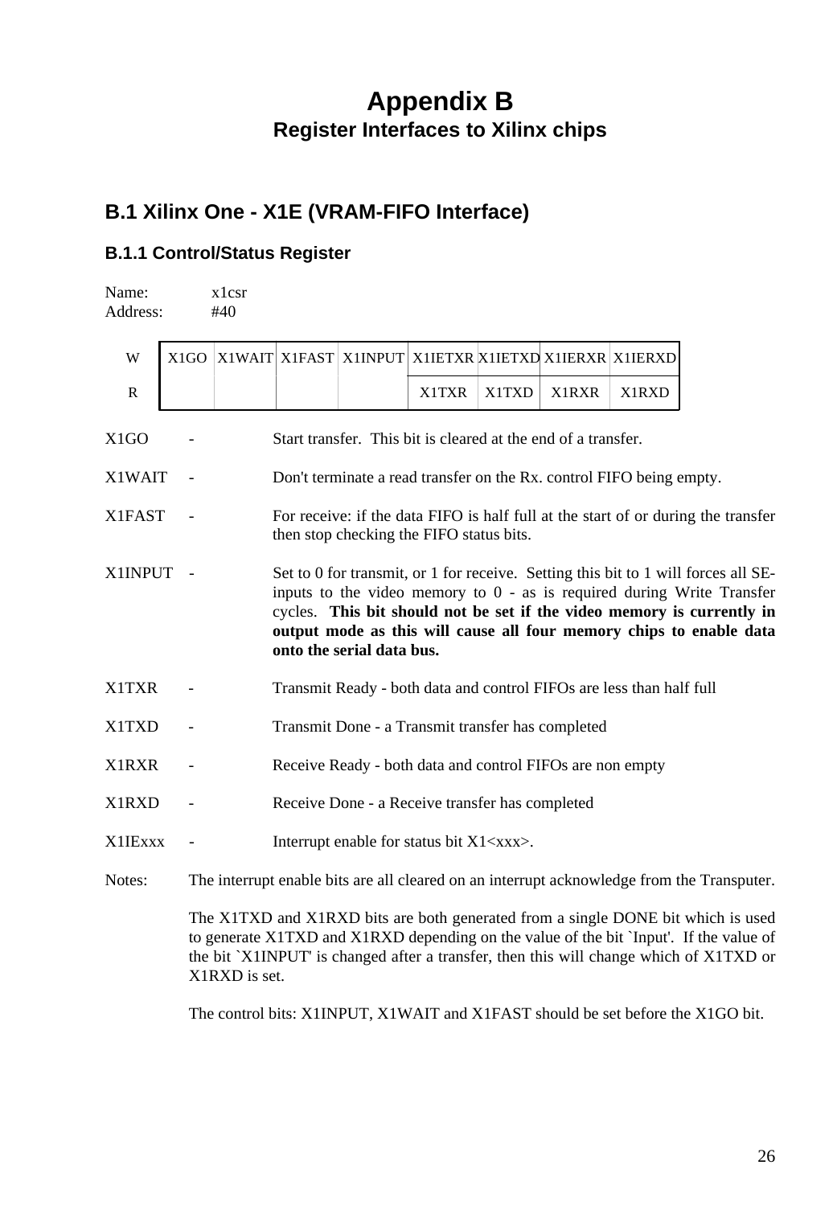# Appendix B
## Register Interfaces to Xilinx chips

## B.1 Xilinx One - X1E (VRAM-FIFO Interface)

### B.1.1 Control/Status Register

Name: x1csr
Address: #40

| | | | | | | | | |
|---|---|---|---|---|---|---|---|---|
| W | X1GO | X1WAIT | X1FAST | X1INPUT | X1IETXR | X1IETXD | X1IERXR | X1IERXD |
| R | | | | | X1TXR | X1TXD | X1RXR | X1RXD |

X1GO - Start transfer. This bit is cleared at the end of a transfer.

X1WAIT - Don't terminate a read transfer on the Rx. control FIFO being empty.

X1FAST - For receive: if the data FIFO is half full at the start of or during the transfer then stop checking the FIFO status bits.

X1INPUT - Set to 0 for transmit, or 1 for receive. Setting this bit to 1 will forces all SE-inputs to the video memory to 0 - as is required during Write Transfer cycles. **This bit should not be set if the video memory is currently in output mode as this will cause all four memory chips to enable data onto the serial data bus.**

X1TXR - Transmit Ready - both data and control FIFOs are less than half full

X1TXD - Transmit Done - a Transmit transfer has completed

X1RXR - Receive Ready - both data and control FIFOs are non empty

X1RXD - Receive Done - a Receive transfer has completed

X1IExxx - Interrupt enable for status bit X1<xxx>.

Notes: The interrupt enable bits are all cleared on an interrupt acknowledge from the Transputer.

The X1TXD and X1RXD bits are both generated from a single DONE bit which is used to generate X1TXD and X1RXD depending on the value of the bit `Input'. If the value of the bit `X1INPUT' is changed after a transfer, then this will change which of X1TXD or X1RXD is set.

The control bits: X1INPUT, X1WAIT and X1FAST should be set before the X1GO bit.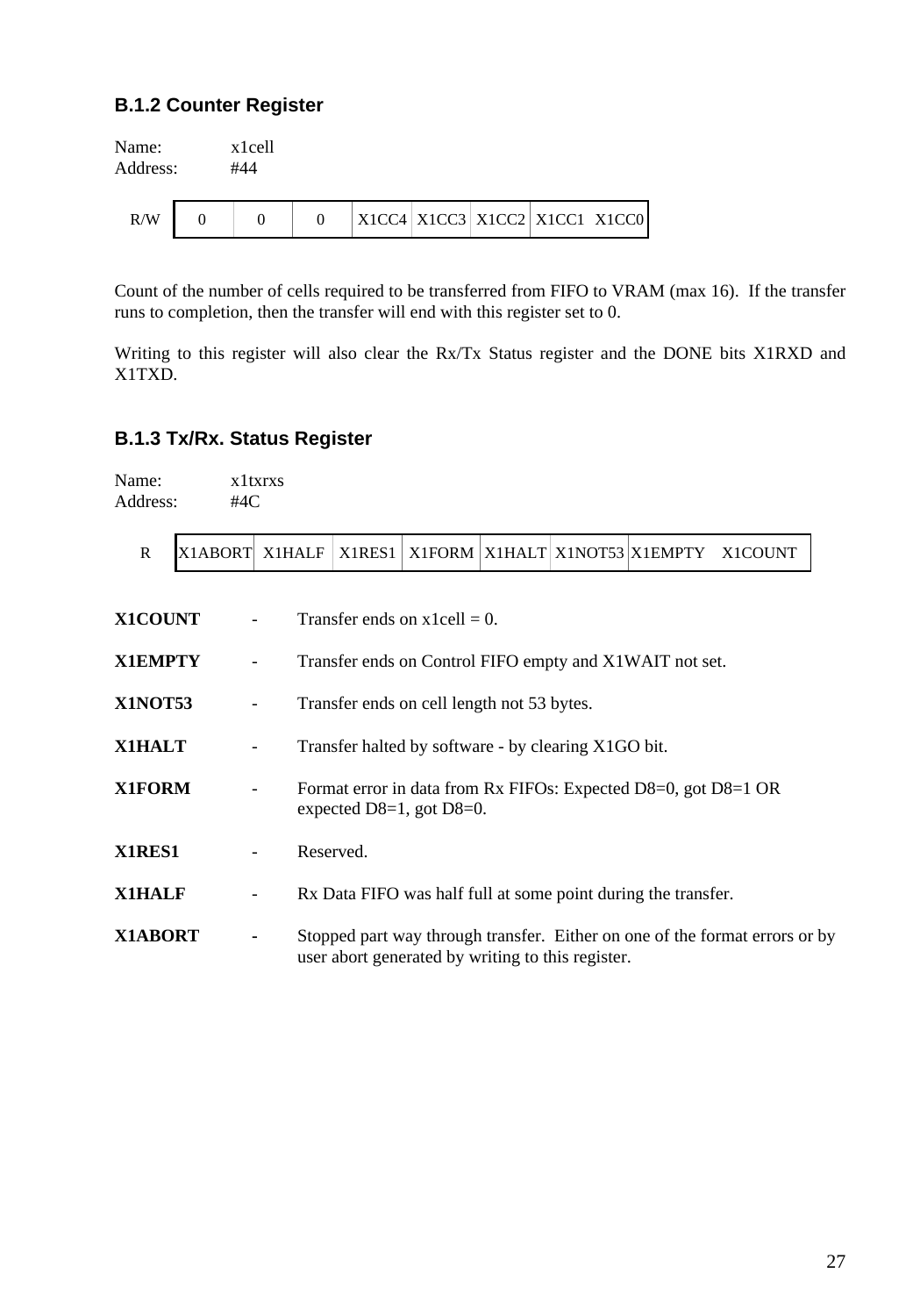### B.1.2 Counter Register

Name: x1cell
Address: #44

| R/W | | | | | | | | |
|---|---|---|---|---|---|---|---|---|
| | 0 | 0 | 0 | X1CC4 | X1CC3 | X1CC2 | X1CC1 | X1CC0 |

Count of the number of cells required to be transferred from FIFO to VRAM (max 16). If the transfer runs to completion, then the transfer will end with this register set to 0.

Writing to this register will also clear the Rx/Tx Status register and the DONE bits X1RXD and X1TXD.

### B.1.3 Tx/Rx. Status Register

Name: x1txrxs
Address: #4C

| R | | | | | | | | |
|---|---|---|---|---|---|---|---|---|
| | X1ABORT | X1HALF | X1RES1 | X1FORM | X1HALT | X1NOT53 | X1EMPTY | X1COUNT |

**X1COUNT** - Transfer ends on x1cell = 0.

**X1EMPTY** - Transfer ends on Control FIFO empty and X1WAIT not set.

**X1NOT53** - Transfer ends on cell length not 53 bytes.

**X1HALT** - Transfer halted by software - by clearing X1GO bit.

**X1FORM** - Format error in data from Rx FIFOs: Expected D8=0, got D8=1 OR expected D8=1, got D8=0.

**X1RES1** - Reserved.

**X1HALF** - Rx Data FIFO was half full at some point during the transfer.

**X1ABORT** - Stopped part way through transfer. Either on one of the format errors or by user abort generated by writing to this register.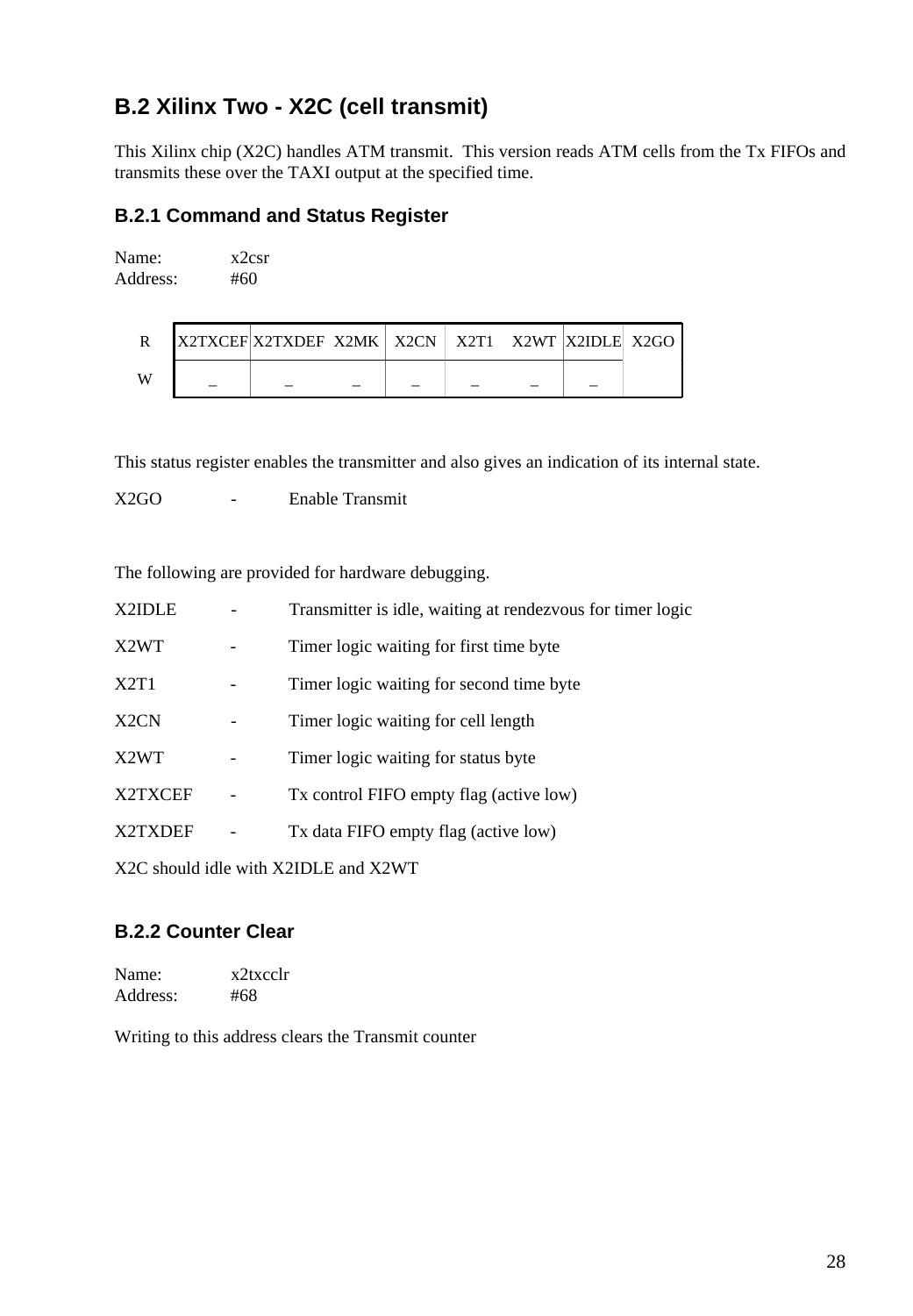## B.2 Xilinx Two - X2C (cell transmit)

This Xilinx chip (X2C) handles ATM transmit. This version reads ATM cells from the Tx FIFOs and transmits these over the TAXI output at the specified time.

### B.2.1 Command and Status Register

Name: x2csr
Address: #60

|   |   |   |   |   |   |   |   |   |
|---|---|---|---|---|---|---|---|---|
| R | X2TXCEF | X2TXDEF | X2MK | X2CN | X2T1 | X2WT | X2IDLE | X2GO |
| W | _ | _ | _ | _ | _ | _ | _ | |

This status register enables the transmitter and also gives an indication of its internal state.

X2GO - Enable Transmit

The following are provided for hardware debugging.

X2IDLE - Transmitter is idle, waiting at rendezvous for timer logic

X2WT - Timer logic waiting for first time byte

X2T1 - Timer logic waiting for second time byte

X2CN - Timer logic waiting for cell length

X2WT - Timer logic waiting for status byte

X2TXCEF - Tx control FIFO empty flag (active low)

X2TXDEF - Tx data FIFO empty flag (active low)

X2C should idle with X2IDLE and X2WT

### B.2.2 Counter Clear

Name: x2txcclr
Address: #68

Writing to this address clears the Transmit counter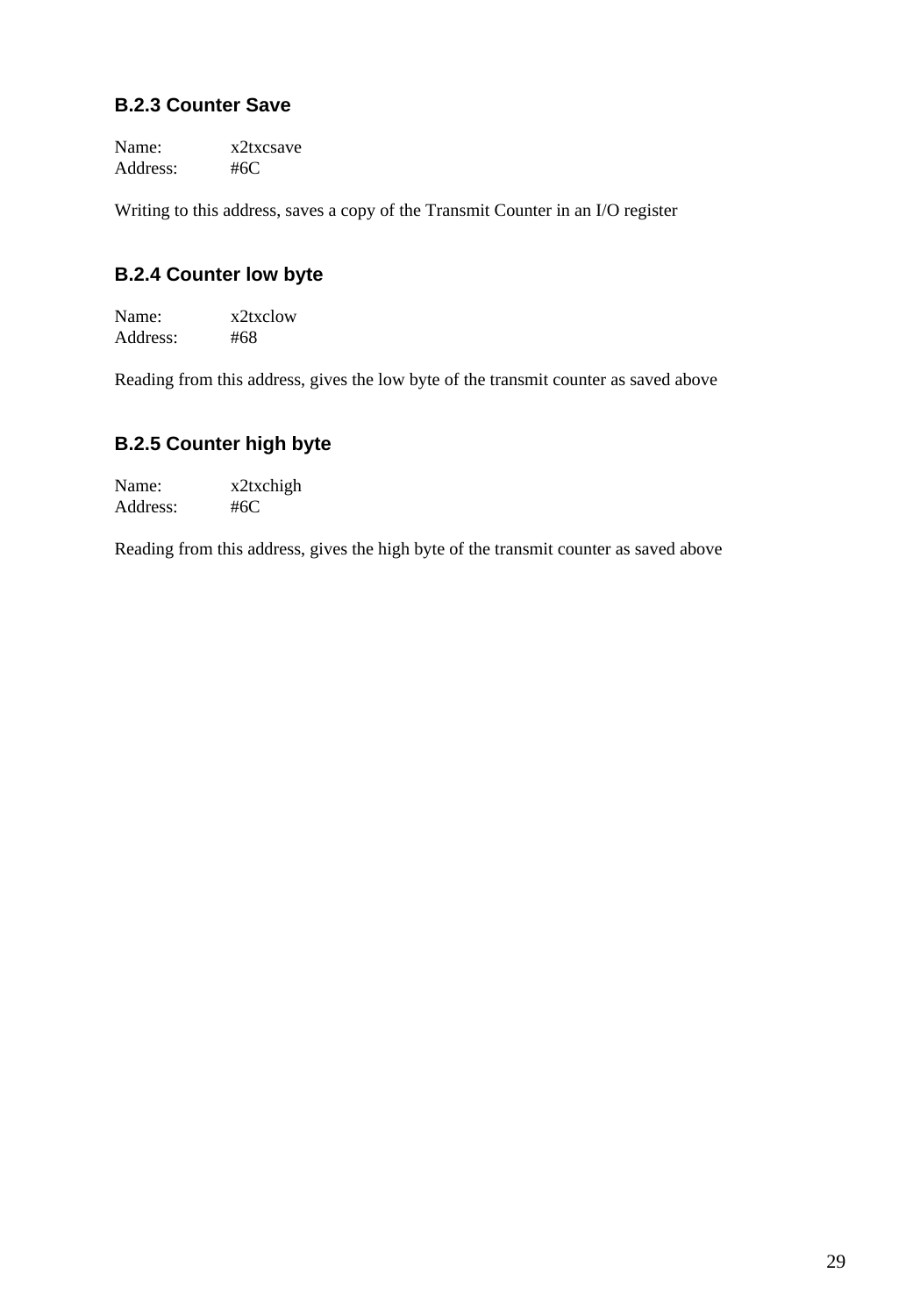### B.2.3 Counter Save

Name: x2txcsave
Address: #6C

Writing to this address, saves a copy of the Transmit Counter in an I/O register

### B.2.4 Counter low byte

Name: x2txclow
Address: #68

Reading from this address, gives the low byte of the transmit counter as saved above

### B.2.5 Counter high byte

Name: x2txchigh
Address: #6C

Reading from this address, gives the high byte of the transmit counter as saved above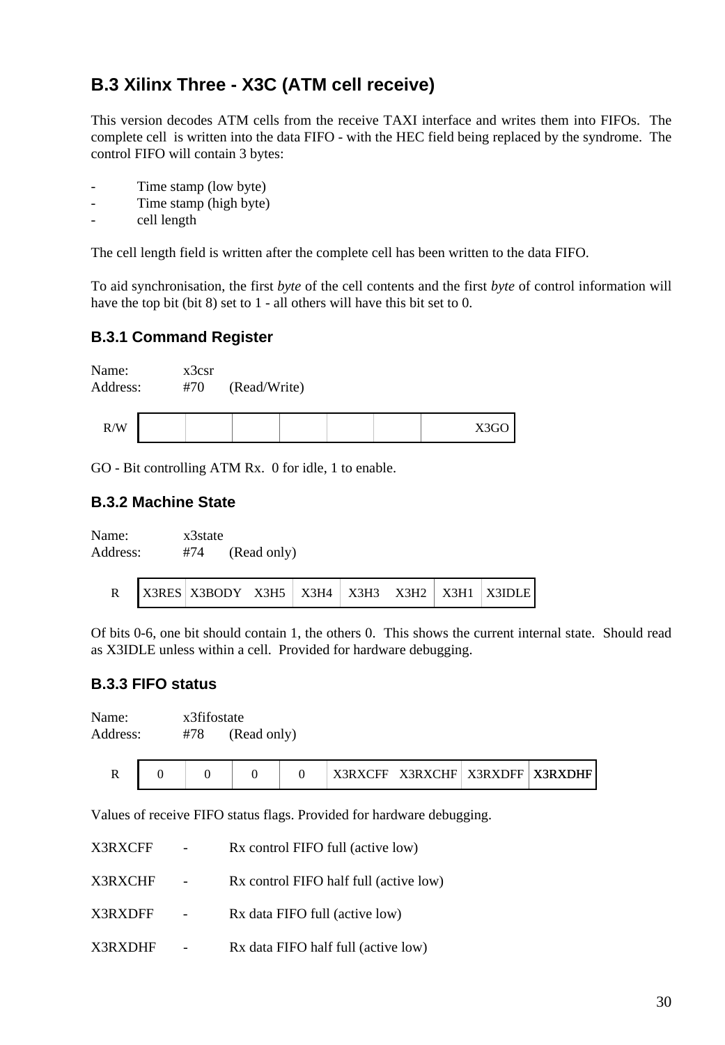## B.3 Xilinx Three - X3C (ATM cell receive)

This version decodes ATM cells from the receive TAXI interface and writes them into FIFOs. The complete cell is written into the data FIFO - with the HEC field being replaced by the syndrome. The control FIFO will contain 3 bytes:

- Time stamp (low byte)
- Time stamp (high byte)
- cell length

The cell length field is written after the complete cell has been written to the data FIFO.

To aid synchronisation, the first *byte* of the cell contents and the first *byte* of control information will have the top bit (bit 8) set to 1 - all others will have this bit set to 0.

### B.3.1 Command Register

Name: x3csr
Address: #70 (Read/Write)

| | | | | | | | | |
|---|---|---|---|---|---|---|---|---|
| R/W | | | | | | | | X3GO |

GO - Bit controlling ATM Rx. 0 for idle, 1 to enable.

### B.3.2 Machine State

Name: x3state
Address: #74 (Read only)

| | | | | | | | | |
|---|---|---|---|---|---|---|---|---|
| R | X3RES | X3BODY | X3H5 | X3H4 | X3H3 | X3H2 | X3H1 | X3IDLE |

Of bits 0-6, one bit should contain 1, the others 0. This shows the current internal state. Should read as X3IDLE unless within a cell. Provided for hardware debugging.

### B.3.3 FIFO status

Name: x3fifostate
Address: #78 (Read only)

| | | | | | | | | |
|---|---|---|---|---|---|---|---|---|
| R | 0 | 0 | 0 | 0 | X3RXCFF | X3RXCHF | X3RXDFF | X3RXDHF |

Values of receive FIFO status flags. Provided for hardware debugging.

X3RXCFF - Rx control FIFO full (active low)

X3RXCHF - Rx control FIFO half full (active low)

X3RXDFF - Rx data FIFO full (active low)

X3RXDHF - Rx data FIFO half full (active low)